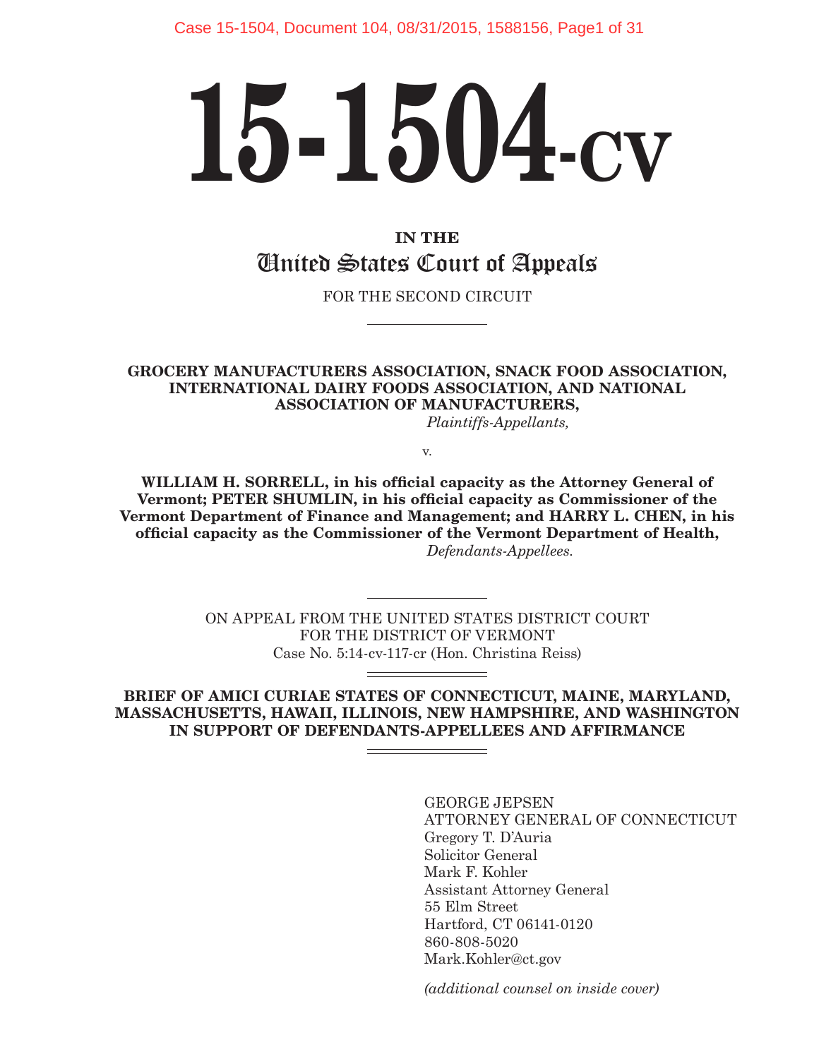# 15-1504-cv

IN THE

## United States Court of Appeals

FOR THE SECOND CIRCUIT

---

**GROCERY MANUFACTURERS ASSOCIATION, SNACK FOOD ASSOCIATION, INTERNATIONAL DAIRY FOODS ASSOCIATION, AND NATIONAL ASSOCIATION OF MANUFACTURERS,**

*Plaintiffs-Appellants,*

v.

**WILLIAM H. SORRELL, in his official capacity as the Attorney General of Vermont; PETER SHUMLIN, in his official capacity as Commissioner of the Vermont Department of Finance and Management; and HARRY L. CHEN, in his official capacity as the Commissioner of the Vermont Department of Health,**

*Defendants-Appellees.*

---

ON APPEAL FROM THE UNITED STATES DISTRICT COURT
FOR THE DISTRICT OF VERMONT
Case No. 5:14-cv-117-cr (Hon. Christina Reiss)

---

**BRIEF OF AMICI CURIAE STATES OF CONNECTICUT, MAINE, MARYLAND, MASSACHUSETTS, HAWAII, ILLINOIS, NEW HAMPSHIRE, AND WASHINGTON IN SUPPORT OF DEFENDANTS-APPELLEES AND AFFIRMANCE**

---

GEORGE JEPSEN
ATTORNEY GENERAL OF CONNECTICUT
Gregory T. D'Auria
Solicitor General
Mark F. Kohler
Assistant Attorney General
55 Elm Street
Hartford, CT 06141-0120
860-808-5020
Mark.Kohler@ct.gov

*(additional counsel on inside cover)*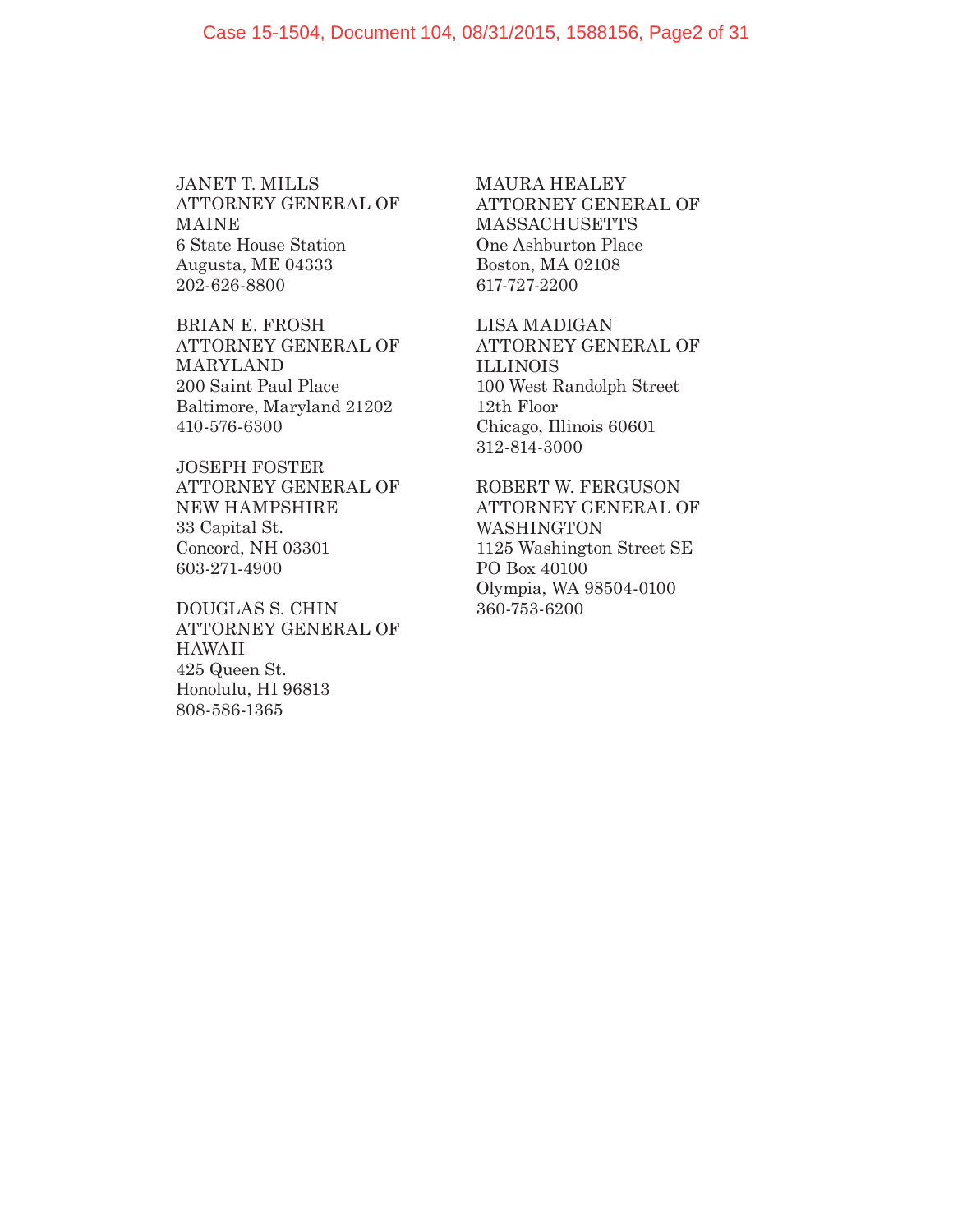JANET T. MILLS
ATTORNEY GENERAL OF MAINE
6 State House Station
Augusta, ME 04333
202-626-8800

BRIAN E. FROSH
ATTORNEY GENERAL OF MARYLAND
200 Saint Paul Place
Baltimore, Maryland 21202
410-576-6300

JOSEPH FOSTER
ATTORNEY GENERAL OF NEW HAMPSHIRE
33 Capital St.
Concord, NH 03301
603-271-4900

DOUGLAS S. CHIN
ATTORNEY GENERAL OF HAWAII
425 Queen St.
Honolulu, HI 96813
808-586-1365

MAURA HEALEY
ATTORNEY GENERAL OF MASSACHUSETTS
One Ashburton Place
Boston, MA 02108
617-727-2200

LISA MADIGAN
ATTORNEY GENERAL OF ILLINOIS
100 West Randolph Street
12th Floor
Chicago, Illinois 60601
312-814-3000

ROBERT W. FERGUSON
ATTORNEY GENERAL OF WASHINGTON
1125 Washington Street SE
PO Box 40100
Olympia, WA 98504-0100
360-753-6200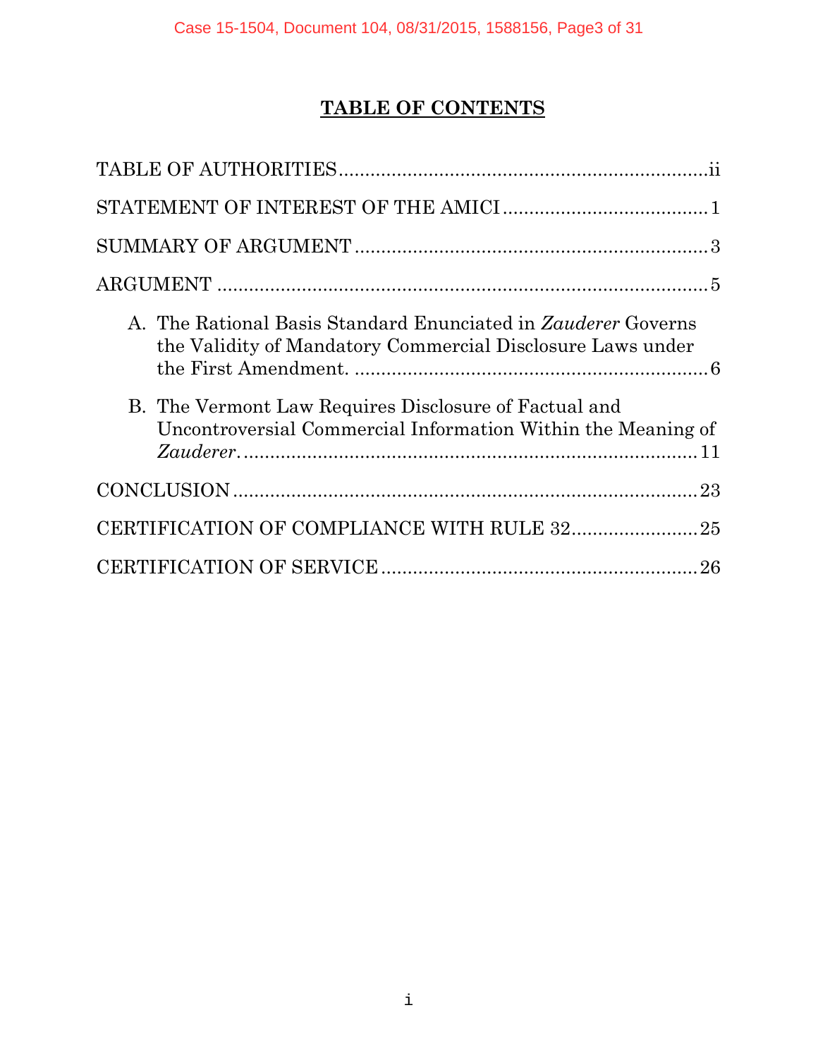# TABLE OF CONTENTS

TABLE OF AUTHORITIES ..................................................................... ii

STATEMENT OF INTEREST OF THE AMICI ...................................... 1

SUMMARY OF ARGUMENT ................................................................. 3

ARGUMENT ......................................................................................... 5

A. The Rational Basis Standard Enunciated in *Zauderer* Governs the Validity of Mandatory Commercial Disclosure Laws under the First Amendment. .................................................................. 6

B. The Vermont Law Requires Disclosure of Factual and Uncontroversial Commercial Information Within the Meaning of *Zauderer*. ..................................................................................... 11

CONCLUSION ...................................................................................... 23

CERTIFICATION OF COMPLIANCE WITH RULE 32 ........................ 25

CERTIFICATION OF SERVICE ........................................................... 26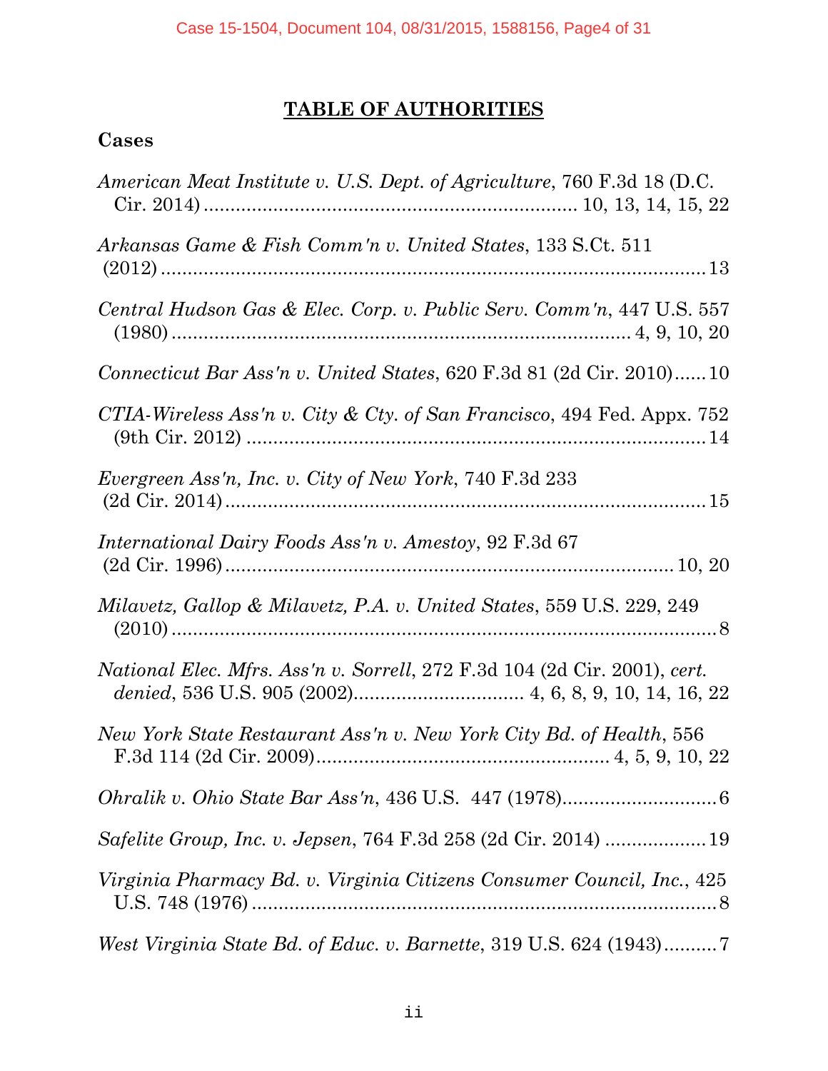# TABLE OF AUTHORITIES

## Cases

*American Meat Institute v. U.S. Dept. of Agriculture*, 760 F.3d 18 (D.C. Cir. 2014) ........................................................................ 10, 13, 14, 15, 22

*Arkansas Game & Fish Comm'n v. United States*, 133 S.Ct. 511 (2012) ........................................................................................................ 13

*Central Hudson Gas & Elec. Corp. v. Public Serv. Comm'n*, 447 U.S. 557 (1980) ............................................................................................ 4, 9, 10, 20

*Connecticut Bar Ass'n v. United States*, 620 F.3d 81 (2d Cir. 2010) ...... 10

*CTIA-Wireless Ass'n v. City & Cty. of San Francisco*, 494 Fed. Appx. 752 (9th Cir. 2012) ............................................................................................ 14

*Evergreen Ass'n, Inc. v. City of New York*, 740 F.3d 233 (2d Cir. 2014) ................................................................................................ 15

*International Dairy Foods Ass'n v. Amestoy*, 92 F.3d 67 (2d Cir. 1996) ........................................................................................... 10, 20

*Milavetz, Gallop & Milavetz, P.A. v. United States*, 559 U.S. 229, 249 (2010) ........................................................................................................ 8

*National Elec. Mfrs. Ass'n v. Sorrell*, 272 F.3d 104 (2d Cir. 2001), *cert. denied*, 536 U.S. 905 (2002) ................................ 4, 6, 8, 9, 10, 14, 16, 22

*New York State Restaurant Ass'n v. New York City Bd. of Health*, 556 F.3d 114 (2d Cir. 2009) ....................................................... 4, 5, 9, 10, 22

*Ohralik v. Ohio State Bar Ass'n*, 436 U.S. 447 (1978) ............................ 6

*Safelite Group, Inc. v. Jepsen*, 764 F.3d 258 (2d Cir. 2014) .................. 19

*Virginia Pharmacy Bd. v. Virginia Citizens Consumer Council, Inc.*, 425 U.S. 748 (1976) ........................................................................................ 8

*West Virginia State Bd. of Educ. v. Barnette*, 319 U.S. 624 (1943) .......... 7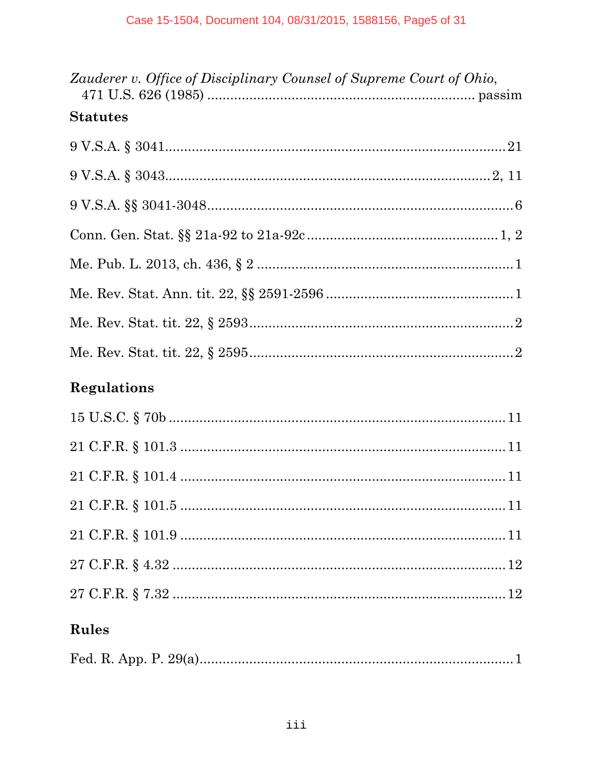*Zauderer v. Office of Disciplinary Counsel of Supreme Court of Ohio*,
471 U.S. 626 (1985) .................................................................. passim

## Statutes

9 V.S.A. § 3041........................................................................................21

9 V.S.A. § 3043....................................................................................2, 11

9 V.S.A. §§ 3041-3048..............................................................................6

Conn. Gen. Stat. §§ 21a-92 to 21a-92c..................................................1, 2

Me. Pub. L. 2013, ch. 436, § 2 .................................................................1

Me. Rev. Stat. Ann. tit. 22, §§ 2591-2596 ................................................1

Me. Rev. Stat. tit. 22, § 2593....................................................................2

Me. Rev. Stat. tit. 22, § 2595....................................................................2

## Regulations

15 U.S.C. § 70b .......................................................................................11

21 C.F.R. § 101.3 .....................................................................................11

21 C.F.R. § 101.4 .....................................................................................11

21 C.F.R. § 101.5 .....................................................................................11

21 C.F.R. § 101.9 .....................................................................................11

27 C.F.R. § 4.32 .......................................................................................12

27 C.F.R. § 7.32 .......................................................................................12

## Rules

Fed. R. App. P. 29(a)..................................................................................1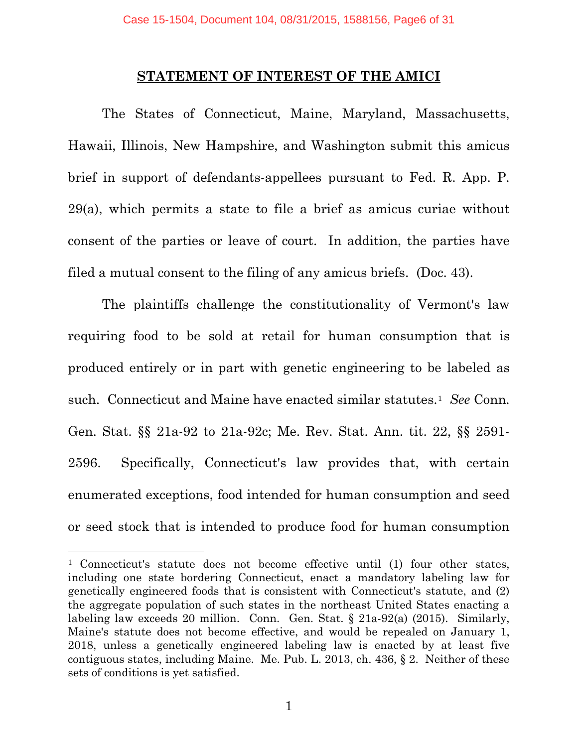## STATEMENT OF INTEREST OF THE AMICI

The States of Connecticut, Maine, Maryland, Massachusetts, Hawaii, Illinois, New Hampshire, and Washington submit this amicus brief in support of defendants-appellees pursuant to Fed. R. App. P. 29(a), which permits a state to file a brief as amicus curiae without consent of the parties or leave of court. In addition, the parties have filed a mutual consent to the filing of any amicus briefs. (Doc. 43).

The plaintiffs challenge the constitutionality of Vermont's law requiring food to be sold at retail for human consumption that is produced entirely or in part with genetic engineering to be labeled as such. Connecticut and Maine have enacted similar statutes.[1] *See* Conn. Gen. Stat. §§ 21a-92 to 21a-92c; Me. Rev. Stat. Ann. tit. 22, §§ 2591-2596. Specifically, Connecticut's law provides that, with certain enumerated exceptions, food intended for human consumption and seed or seed stock that is intended to produce food for human consumption

---

[1] Connecticut's statute does not become effective until (1) four other states, including one state bordering Connecticut, enact a mandatory labeling law for genetically engineered foods that is consistent with Connecticut's statute, and (2) the aggregate population of such states in the northeast United States enacting a labeling law exceeds 20 million. Conn. Gen. Stat. § 21a-92(a) (2015). Similarly, Maine's statute does not become effective, and would be repealed on January 1, 2018, unless a genetically engineered labeling law is enacted by at least five contiguous states, including Maine. Me. Pub. L. 2013, ch. 436, § 2. Neither of these sets of conditions is yet satisfied.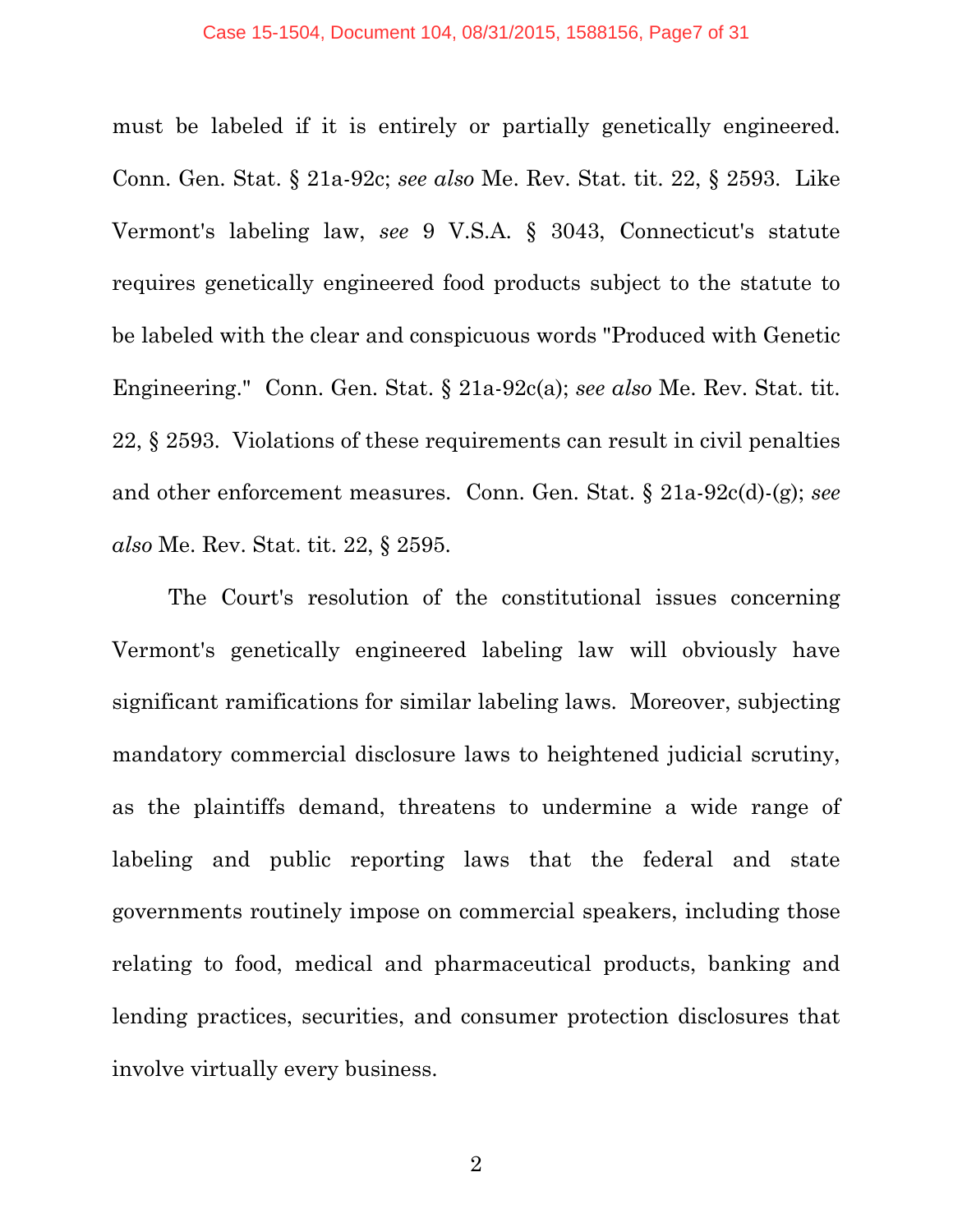must be labeled if it is entirely or partially genetically engineered. Conn. Gen. Stat. § 21a-92c; *see also* Me. Rev. Stat. tit. 22, § 2593. Like Vermont's labeling law, *see* 9 V.S.A. § 3043, Connecticut's statute requires genetically engineered food products subject to the statute to be labeled with the clear and conspicuous words "Produced with Genetic Engineering." Conn. Gen. Stat. § 21a-92c(a); *see also* Me. Rev. Stat. tit. 22, § 2593. Violations of these requirements can result in civil penalties and other enforcement measures. Conn. Gen. Stat. § 21a-92c(d)-(g); *see also* Me. Rev. Stat. tit. 22, § 2595.

The Court's resolution of the constitutional issues concerning Vermont's genetically engineered labeling law will obviously have significant ramifications for similar labeling laws. Moreover, subjecting mandatory commercial disclosure laws to heightened judicial scrutiny, as the plaintiffs demand, threatens to undermine a wide range of labeling and public reporting laws that the federal and state governments routinely impose on commercial speakers, including those relating to food, medical and pharmaceutical products, banking and lending practices, securities, and consumer protection disclosures that involve virtually every business.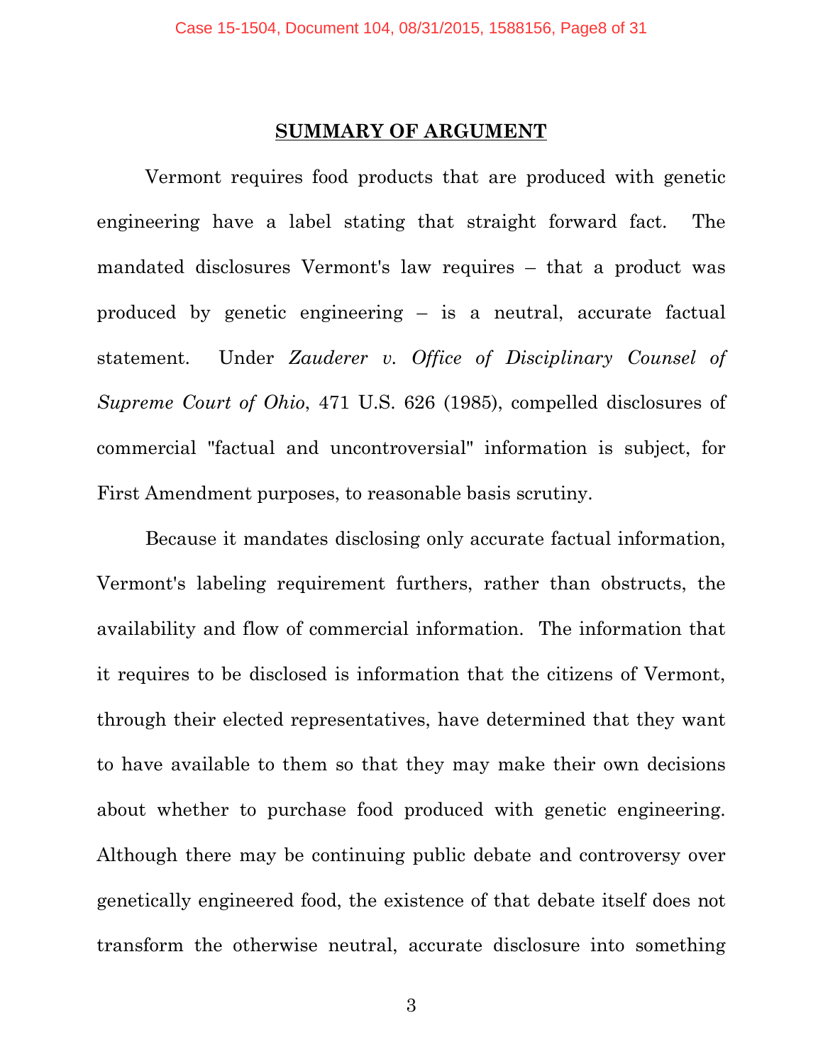## SUMMARY OF ARGUMENT

Vermont requires food products that are produced with genetic engineering have a label stating that straight forward fact. The mandated disclosures Vermont's law requires – that a product was produced by genetic engineering – is a neutral, accurate factual statement. Under *Zauderer v. Office of Disciplinary Counsel of Supreme Court of Ohio*, 471 U.S. 626 (1985), compelled disclosures of commercial "factual and uncontroversial" information is subject, for First Amendment purposes, to reasonable basis scrutiny.

Because it mandates disclosing only accurate factual information, Vermont's labeling requirement furthers, rather than obstructs, the availability and flow of commercial information. The information that it requires to be disclosed is information that the citizens of Vermont, through their elected representatives, have determined that they want to have available to them so that they may make their own decisions about whether to purchase food produced with genetic engineering. Although there may be continuing public debate and controversy over genetically engineered food, the existence of that debate itself does not transform the otherwise neutral, accurate disclosure into something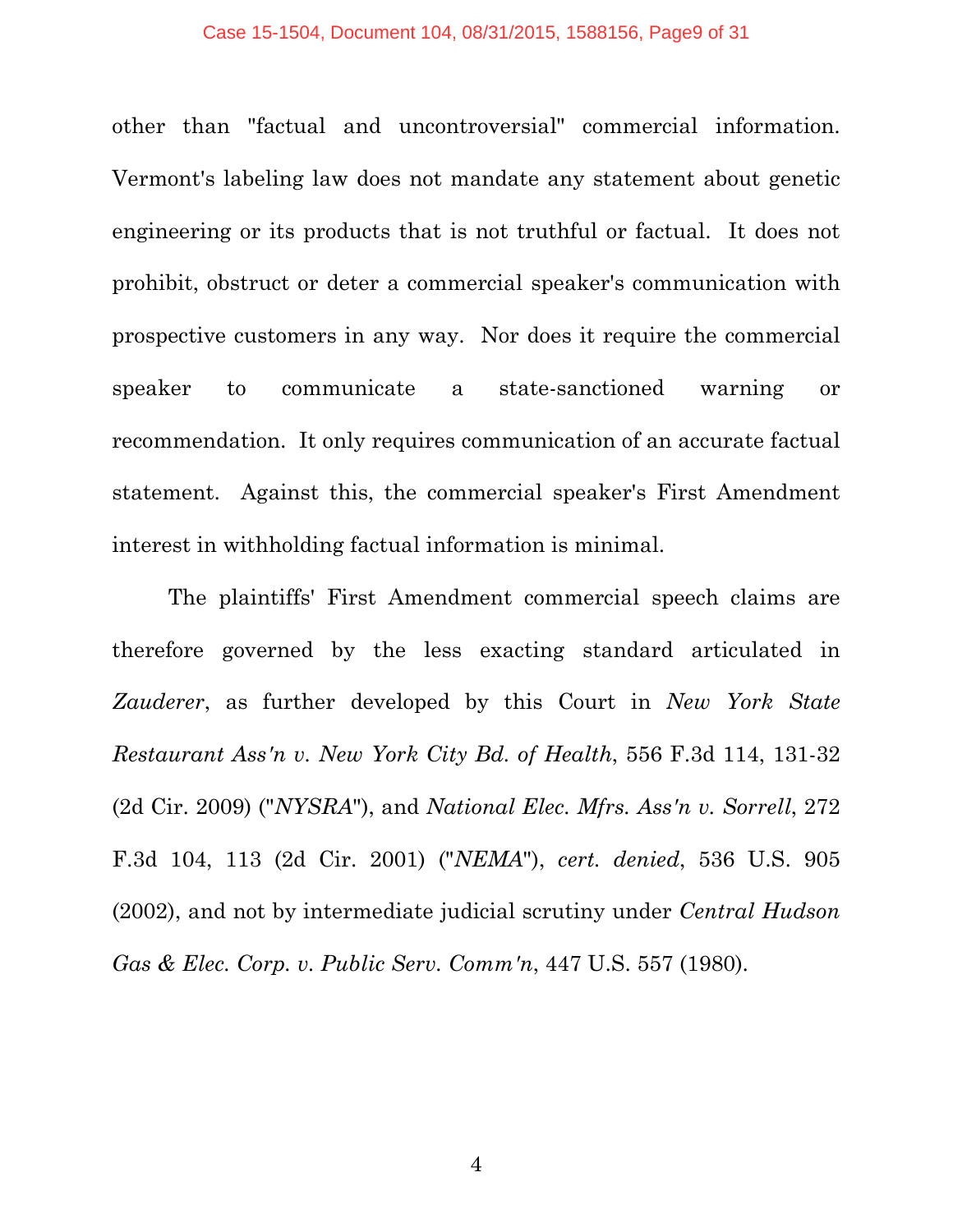other than "factual and uncontroversial" commercial information. Vermont's labeling law does not mandate any statement about genetic engineering or its products that is not truthful or factual. It does not prohibit, obstruct or deter a commercial speaker's communication with prospective customers in any way. Nor does it require the commercial speaker to communicate a state-sanctioned warning or recommendation. It only requires communication of an accurate factual statement. Against this, the commercial speaker's First Amendment interest in withholding factual information is minimal.

The plaintiffs' First Amendment commercial speech claims are therefore governed by the less exacting standard articulated in *Zauderer*, as further developed by this Court in *New York State Restaurant Ass'n v. New York City Bd. of Health*, 556 F.3d 114, 131-32 (2d Cir. 2009) ("*NYSRA*"), and *National Elec. Mfrs. Ass'n v. Sorrell*, 272 F.3d 104, 113 (2d Cir. 2001) ("*NEMA*"), *cert. denied*, 536 U.S. 905 (2002), and not by intermediate judicial scrutiny under *Central Hudson Gas & Elec. Corp. v. Public Serv. Comm'n*, 447 U.S. 557 (1980).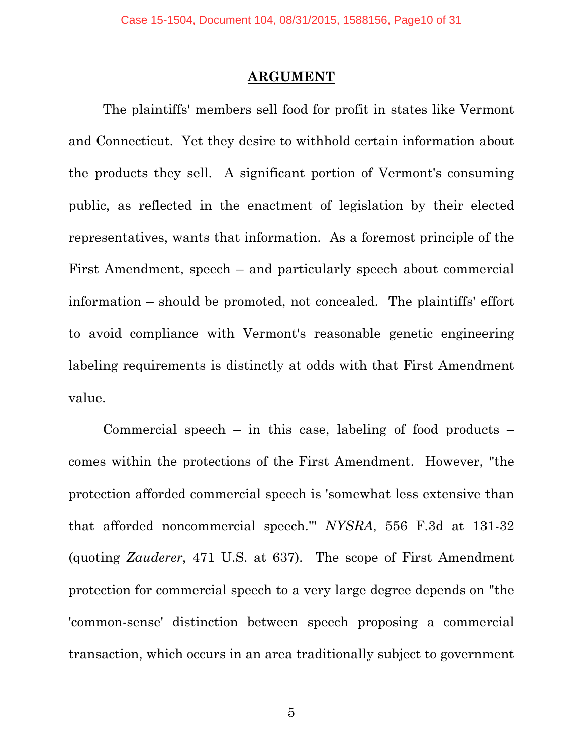## ARGUMENT

The plaintiffs' members sell food for profit in states like Vermont and Connecticut. Yet they desire to withhold certain information about the products they sell. A significant portion of Vermont's consuming public, as reflected in the enactment of legislation by their elected representatives, wants that information. As a foremost principle of the First Amendment, speech – and particularly speech about commercial information – should be promoted, not concealed. The plaintiffs' effort to avoid compliance with Vermont's reasonable genetic engineering labeling requirements is distinctly at odds with that First Amendment value.

Commercial speech – in this case, labeling of food products – comes within the protections of the First Amendment. However, "the protection afforded commercial speech is 'somewhat less extensive than that afforded noncommercial speech.'" *NYSRA*, 556 F.3d at 131-32 (quoting *Zauderer*, 471 U.S. at 637). The scope of First Amendment protection for commercial speech to a very large degree depends on "the 'common-sense' distinction between speech proposing a commercial transaction, which occurs in an area traditionally subject to government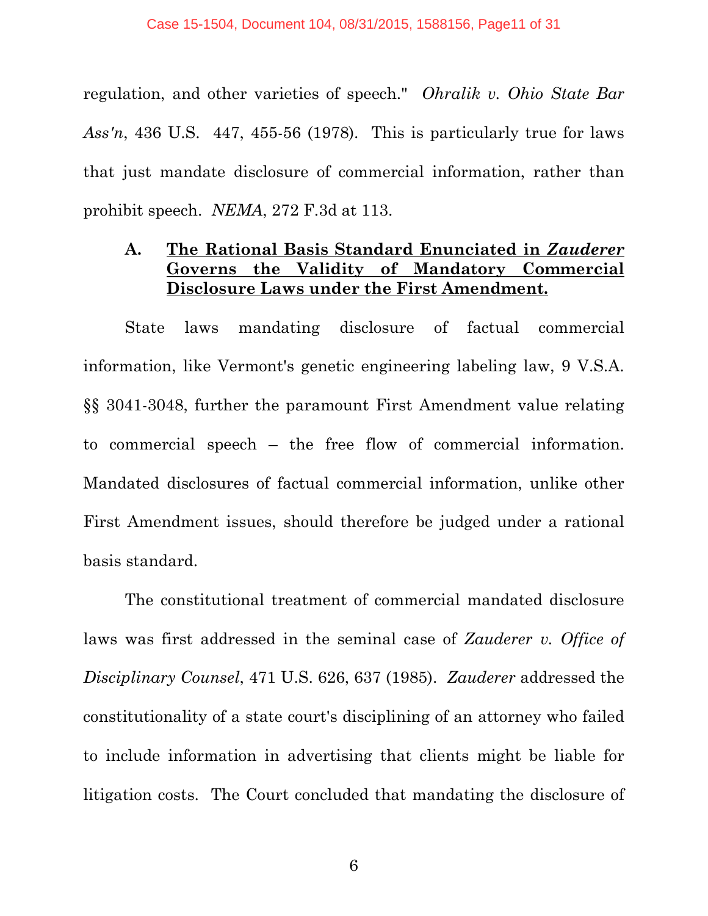regulation, and other varieties of speech." *Ohralik v. Ohio State Bar Ass'n*, 436 U.S. 447, 455-56 (1978). This is particularly true for laws that just mandate disclosure of commercial information, rather than prohibit speech. *NEMA*, 272 F.3d at 113.

### A. **The Rational Basis Standard Enunciated in *Zauderer* Governs the Validity of Mandatory Commercial Disclosure Laws under the First Amendment.**

State laws mandating disclosure of factual commercial information, like Vermont's genetic engineering labeling law, 9 V.S.A. §§ 3041-3048, further the paramount First Amendment value relating to commercial speech – the free flow of commercial information. Mandated disclosures of factual commercial information, unlike other First Amendment issues, should therefore be judged under a rational basis standard.

The constitutional treatment of commercial mandated disclosure laws was first addressed in the seminal case of *Zauderer v. Office of Disciplinary Counsel*, 471 U.S. 626, 637 (1985). *Zauderer* addressed the constitutionality of a state court's disciplining of an attorney who failed to include information in advertising that clients might be liable for litigation costs. The Court concluded that mandating the disclosure of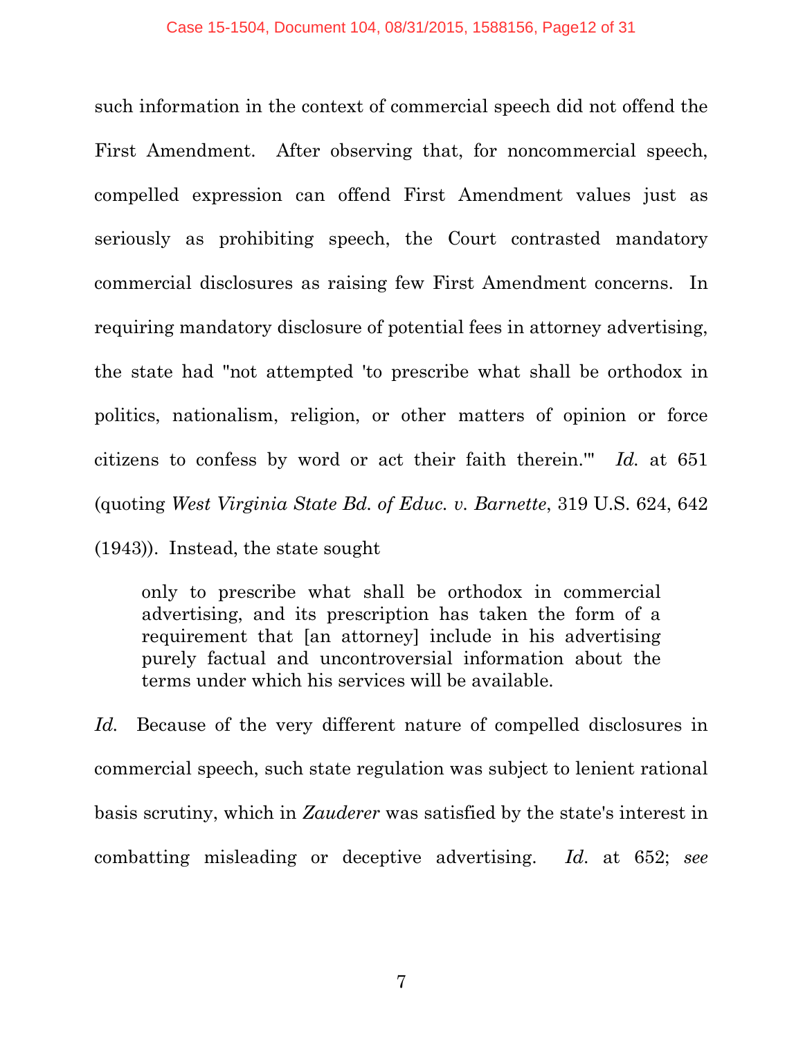such information in the context of commercial speech did not offend the First Amendment. After observing that, for noncommercial speech, compelled expression can offend First Amendment values just as seriously as prohibiting speech, the Court contrasted mandatory commercial disclosures as raising few First Amendment concerns. In requiring mandatory disclosure of potential fees in attorney advertising, the state had "not attempted 'to prescribe what shall be orthodox in politics, nationalism, religion, or other matters of opinion or force citizens to confess by word or act their faith therein.'" *Id.* at 651 (quoting *West Virginia State Bd. of Educ. v. Barnette*, 319 U.S. 624, 642 (1943)). Instead, the state sought

> only to prescribe what shall be orthodox in commercial advertising, and its prescription has taken the form of a requirement that [an attorney] include in his advertising purely factual and uncontroversial information about the terms under which his services will be available.

*Id.* Because of the very different nature of compelled disclosures in commercial speech, such state regulation was subject to lenient rational basis scrutiny, which in *Zauderer* was satisfied by the state's interest in combatting misleading or deceptive advertising. *Id.* at 652; *see*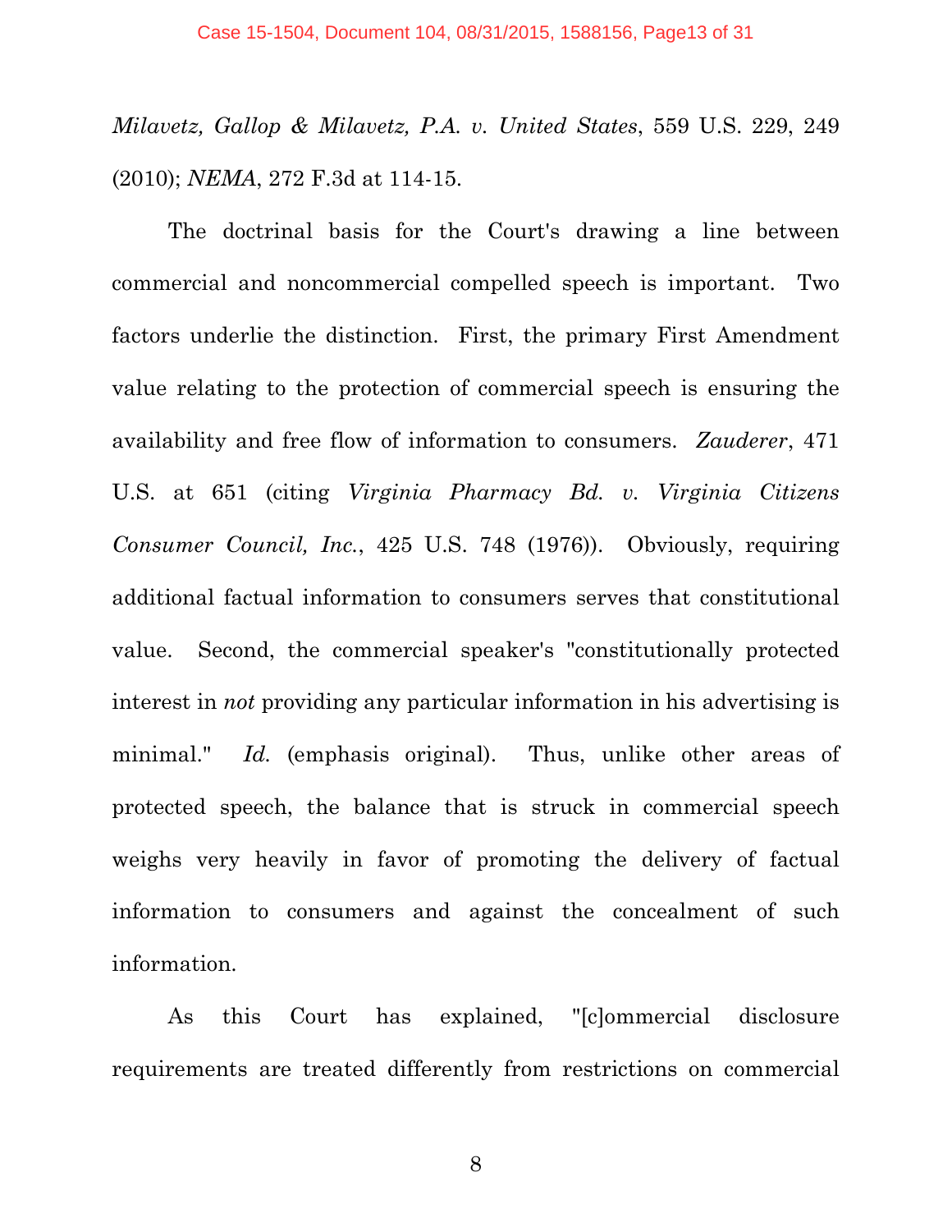*Milavetz, Gallop & Milavetz, P.A. v. United States*, 559 U.S. 229, 249 (2010); *NEMA*, 272 F.3d at 114-15.

The doctrinal basis for the Court's drawing a line between commercial and noncommercial compelled speech is important. Two factors underlie the distinction. First, the primary First Amendment value relating to the protection of commercial speech is ensuring the availability and free flow of information to consumers. *Zauderer*, 471 U.S. at 651 (citing *Virginia Pharmacy Bd. v. Virginia Citizens Consumer Council, Inc.*, 425 U.S. 748 (1976)). Obviously, requiring additional factual information to consumers serves that constitutional value. Second, the commercial speaker's "constitutionally protected interest in *not* providing any particular information in his advertising is minimal." *Id.* (emphasis original). Thus, unlike other areas of protected speech, the balance that is struck in commercial speech weighs very heavily in favor of promoting the delivery of factual information to consumers and against the concealment of such information.

As this Court has explained, "[c]ommercial disclosure requirements are treated differently from restrictions on commercial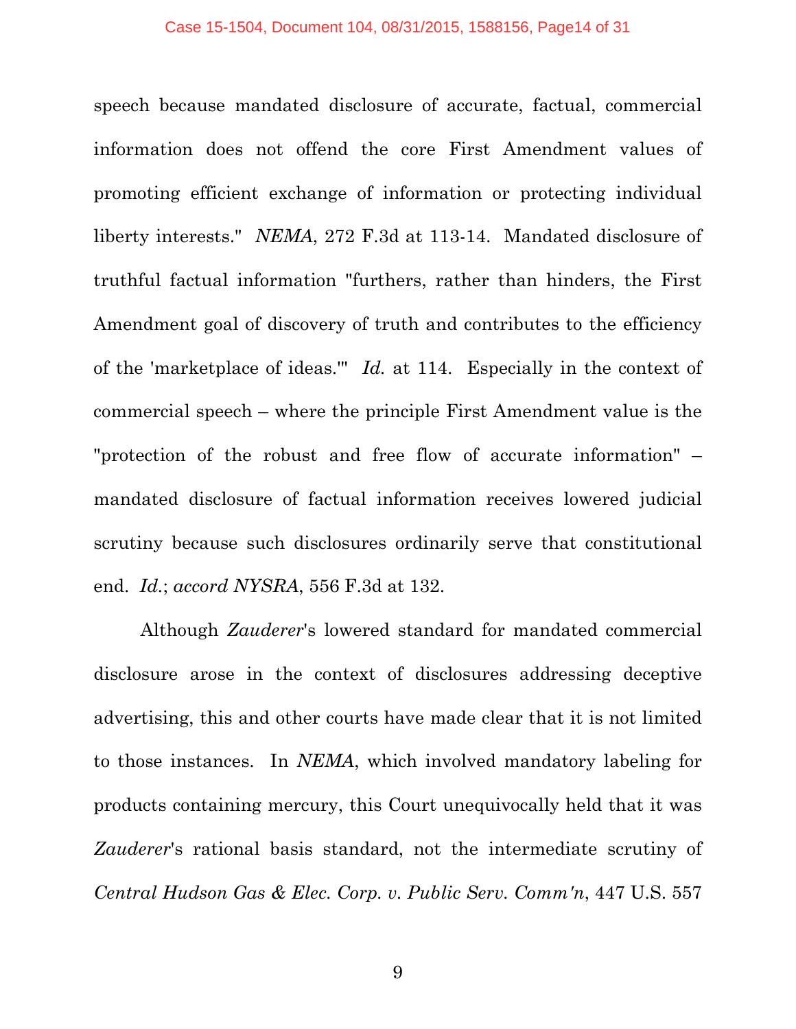speech because mandated disclosure of accurate, factual, commercial information does not offend the core First Amendment values of promoting efficient exchange of information or protecting individual liberty interests." *NEMA*, 272 F.3d at 113-14. Mandated disclosure of truthful factual information "furthers, rather than hinders, the First Amendment goal of discovery of truth and contributes to the efficiency of the 'marketplace of ideas.'" *Id.* at 114. Especially in the context of commercial speech – where the principle First Amendment value is the "protection of the robust and free flow of accurate information" – mandated disclosure of factual information receives lowered judicial scrutiny because such disclosures ordinarily serve that constitutional end. *Id.*; *accord NYSRA*, 556 F.3d at 132.

Although *Zauderer*'s lowered standard for mandated commercial disclosure arose in the context of disclosures addressing deceptive advertising, this and other courts have made clear that it is not limited to those instances. In *NEMA*, which involved mandatory labeling for products containing mercury, this Court unequivocally held that it was *Zauderer*'s rational basis standard, not the intermediate scrutiny of *Central Hudson Gas & Elec. Corp. v. Public Serv. Comm'n*, 447 U.S. 557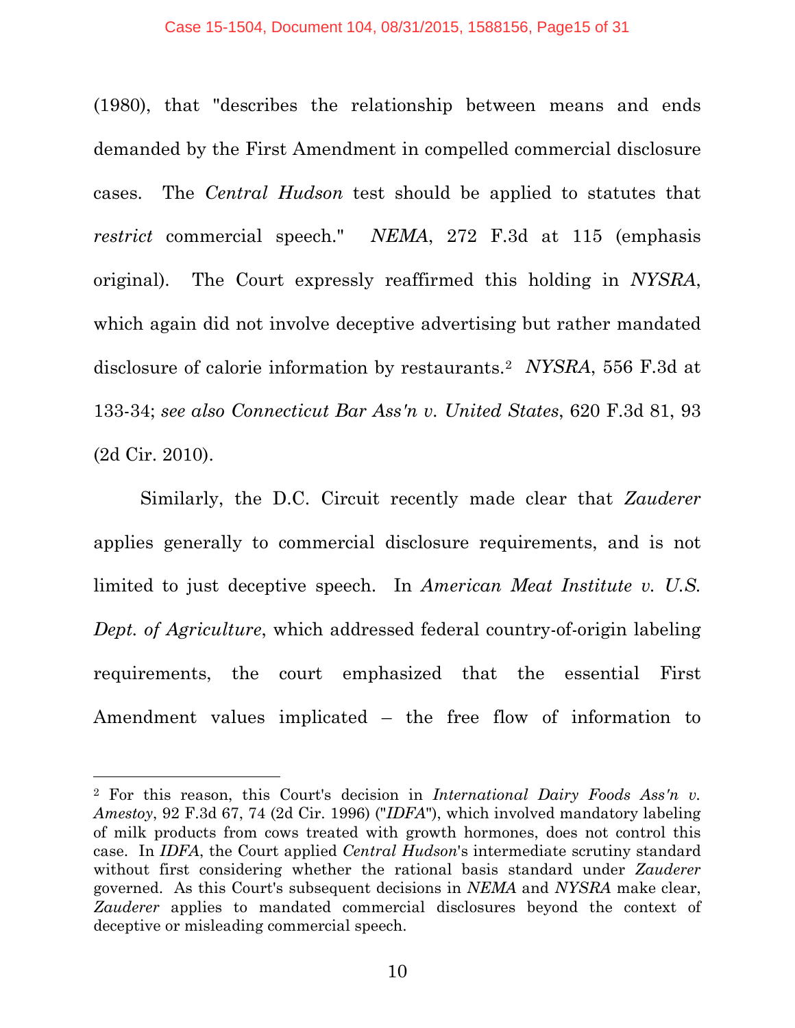(1980), that "describes the relationship between means and ends demanded by the First Amendment in compelled commercial disclosure cases. The *Central Hudson* test should be applied to statutes that *restrict* commercial speech." *NEMA*, 272 F.3d at 115 (emphasis original). The Court expressly reaffirmed this holding in *NYSRA*, which again did not involve deceptive advertising but rather mandated disclosure of calorie information by restaurants.[2] *NYSRA*, 556 F.3d at 133-34; *see also Connecticut Bar Ass'n v. United States*, 620 F.3d 81, 93 (2d Cir. 2010).

Similarly, the D.C. Circuit recently made clear that *Zauderer* applies generally to commercial disclosure requirements, and is not limited to just deceptive speech. In *American Meat Institute v. U.S. Dept. of Agriculture*, which addressed federal country-of-origin labeling requirements, the court emphasized that the essential First Amendment values implicated – the free flow of information to

---

[2] For this reason, this Court's decision in *International Dairy Foods Ass'n v. Amestoy*, 92 F.3d 67, 74 (2d Cir. 1996) ("*IDFA*"), which involved mandatory labeling of milk products from cows treated with growth hormones, does not control this case. In *IDFA*, the Court applied *Central Hudson*'s intermediate scrutiny standard without first considering whether the rational basis standard under *Zauderer* governed. As this Court's subsequent decisions in *NEMA* and *NYSRA* make clear, *Zauderer* applies to mandated commercial disclosures beyond the context of deceptive or misleading commercial speech.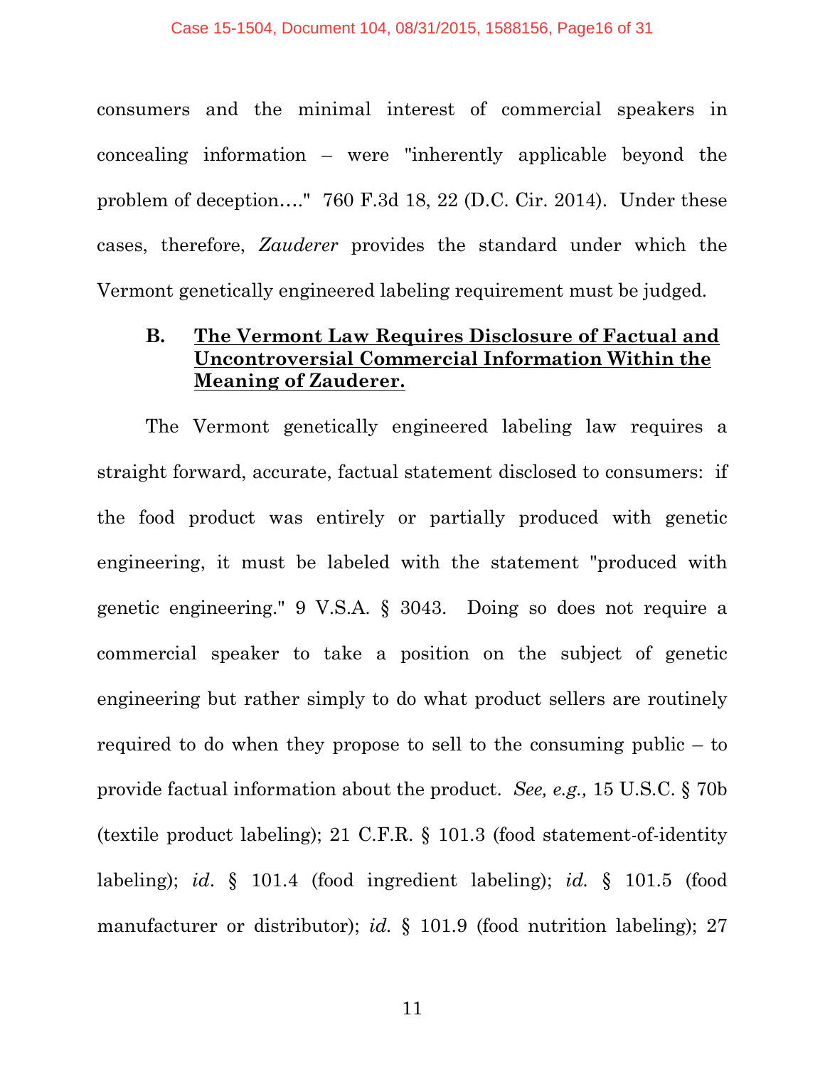consumers and the minimal interest of commercial speakers in concealing information – were "inherently applicable beyond the problem of deception…." 760 F.3d 18, 22 (D.C. Cir. 2014). Under these cases, therefore, *Zauderer* provides the standard under which the Vermont genetically engineered labeling requirement must be judged.

### B. The Vermont Law Requires Disclosure of Factual and Uncontroversial Commercial Information Within the Meaning of Zauderer.

The Vermont genetically engineered labeling law requires a straight forward, accurate, factual statement disclosed to consumers: if the food product was entirely or partially produced with genetic engineering, it must be labeled with the statement "produced with genetic engineering." 9 V.S.A. § 3043. Doing so does not require a commercial speaker to take a position on the subject of genetic engineering but rather simply to do what product sellers are routinely required to do when they propose to sell to the consuming public – to provide factual information about the product. *See, e.g.,* 15 U.S.C. § 70b (textile product labeling); 21 C.F.R. § 101.3 (food statement-of-identity labeling); *id*. § 101.4 (food ingredient labeling); *id.* § 101.5 (food manufacturer or distributor); *id.* § 101.9 (food nutrition labeling); 27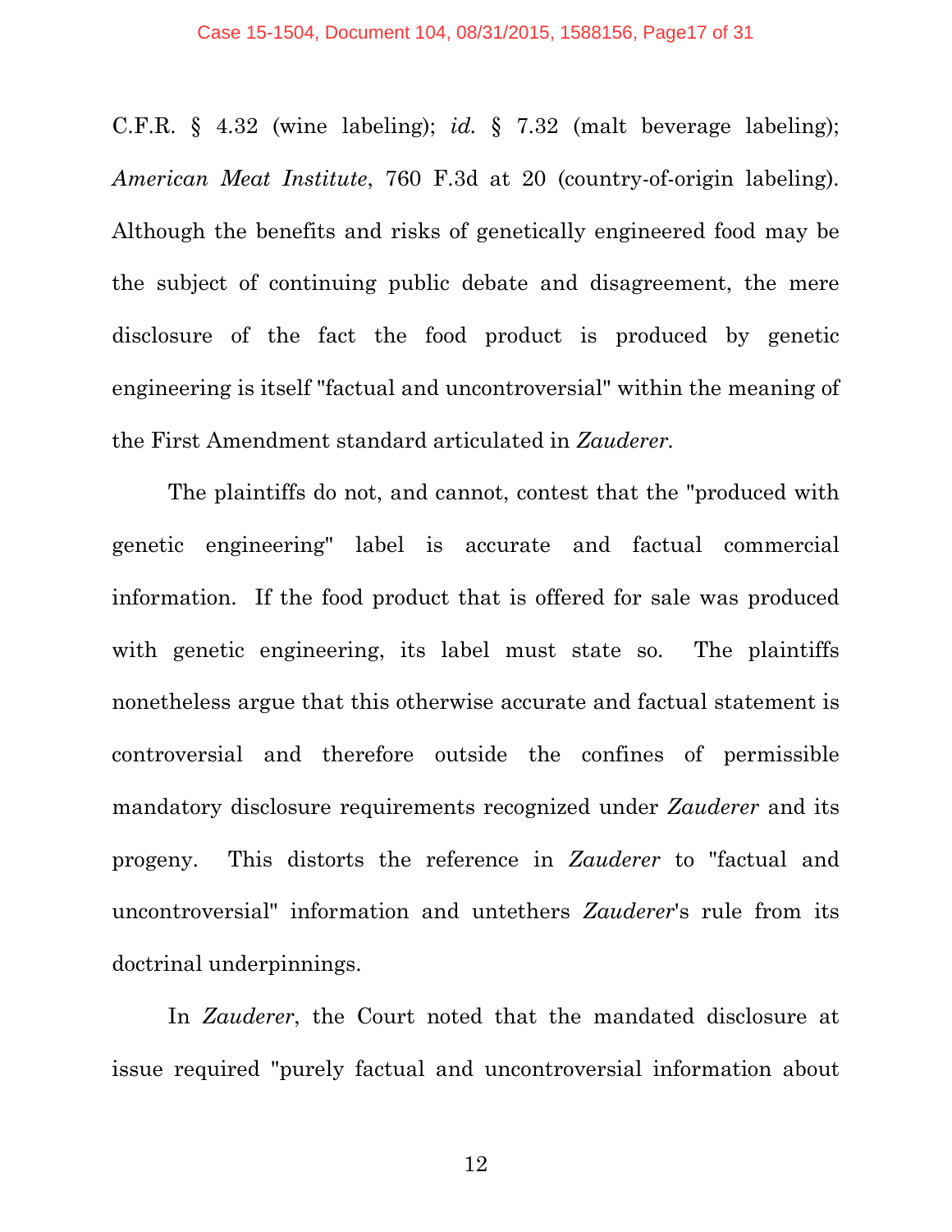C.F.R. § 4.32 (wine labeling); *id.* § 7.32 (malt beverage labeling); *American Meat Institute*, 760 F.3d at 20 (country-of-origin labeling). Although the benefits and risks of genetically engineered food may be the subject of continuing public debate and disagreement, the mere disclosure of the fact the food product is produced by genetic engineering is itself "factual and uncontroversial" within the meaning of the First Amendment standard articulated in *Zauderer*.

The plaintiffs do not, and cannot, contest that the "produced with genetic engineering" label is accurate and factual commercial information. If the food product that is offered for sale was produced with genetic engineering, its label must state so. The plaintiffs nonetheless argue that this otherwise accurate and factual statement is controversial and therefore outside the confines of permissible mandatory disclosure requirements recognized under *Zauderer* and its progeny. This distorts the reference in *Zauderer* to "factual and uncontroversial" information and untethers *Zauderer*'s rule from its doctrinal underpinnings.

In *Zauderer*, the Court noted that the mandated disclosure at issue required "purely factual and uncontroversial information about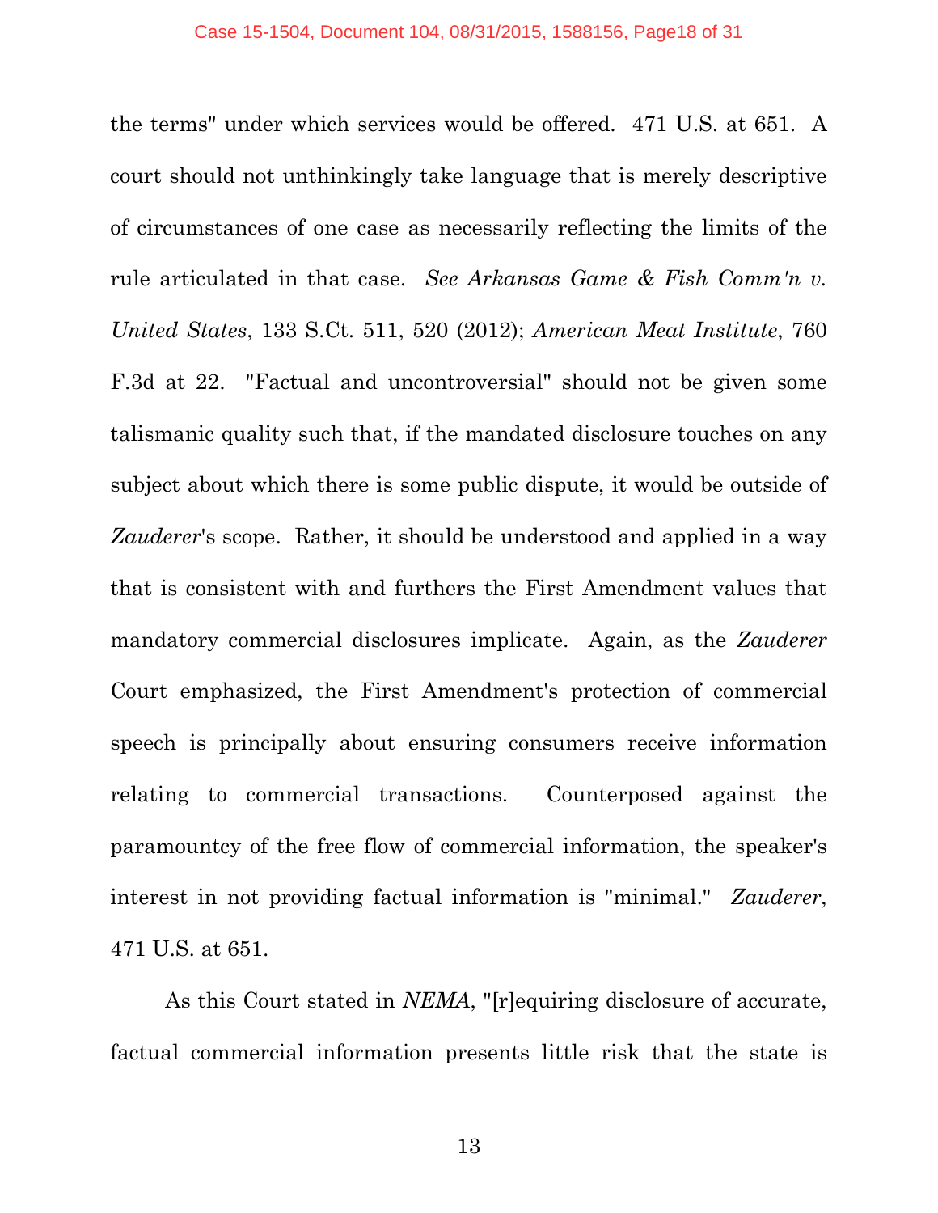the terms" under which services would be offered. 471 U.S. at 651. A court should not unthinkingly take language that is merely descriptive of circumstances of one case as necessarily reflecting the limits of the rule articulated in that case. *See Arkansas Game & Fish Comm'n v. United States*, 133 S.Ct. 511, 520 (2012); *American Meat Institute*, 760 F.3d at 22. "Factual and uncontroversial" should not be given some talismanic quality such that, if the mandated disclosure touches on any subject about which there is some public dispute, it would be outside of *Zauderer*'s scope. Rather, it should be understood and applied in a way that is consistent with and furthers the First Amendment values that mandatory commercial disclosures implicate. Again, as the *Zauderer* Court emphasized, the First Amendment's protection of commercial speech is principally about ensuring consumers receive information relating to commercial transactions. Counterposed against the paramountcy of the free flow of commercial information, the speaker's interest in not providing factual information is "minimal." *Zauderer*, 471 U.S. at 651.

As this Court stated in *NEMA*, "[r]equiring disclosure of accurate, factual commercial information presents little risk that the state is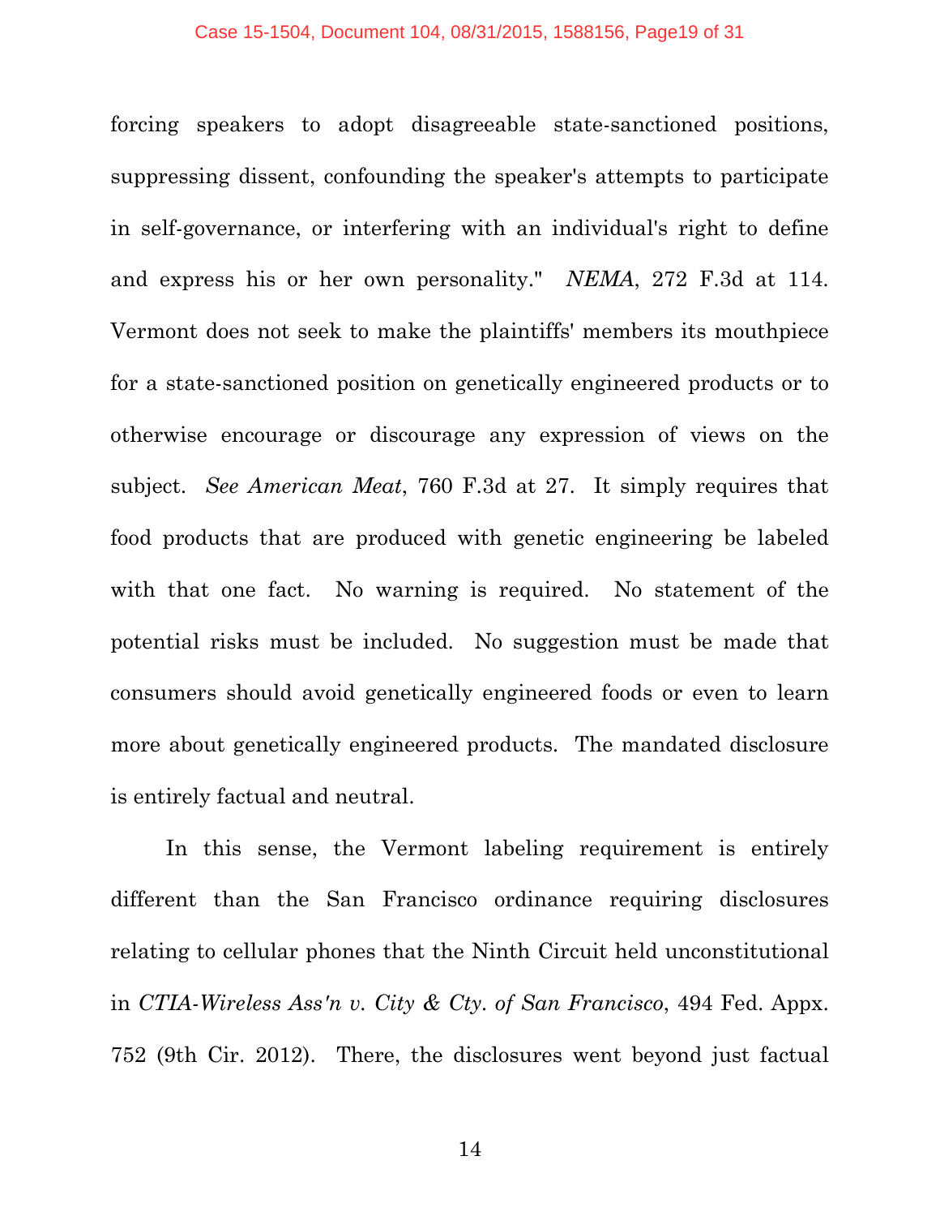forcing speakers to adopt disagreeable state-sanctioned positions, suppressing dissent, confounding the speaker's attempts to participate in self-governance, or interfering with an individual's right to define and express his or her own personality." *NEMA*, 272 F.3d at 114. Vermont does not seek to make the plaintiffs' members its mouthpiece for a state-sanctioned position on genetically engineered products or to otherwise encourage or discourage any expression of views on the subject. *See American Meat*, 760 F.3d at 27. It simply requires that food products that are produced with genetic engineering be labeled with that one fact. No warning is required. No statement of the potential risks must be included. No suggestion must be made that consumers should avoid genetically engineered foods or even to learn more about genetically engineered products. The mandated disclosure is entirely factual and neutral.

In this sense, the Vermont labeling requirement is entirely different than the San Francisco ordinance requiring disclosures relating to cellular phones that the Ninth Circuit held unconstitutional in *CTIA-Wireless Ass'n v. City & Cty. of San Francisco*, 494 Fed. Appx. 752 (9th Cir. 2012). There, the disclosures went beyond just factual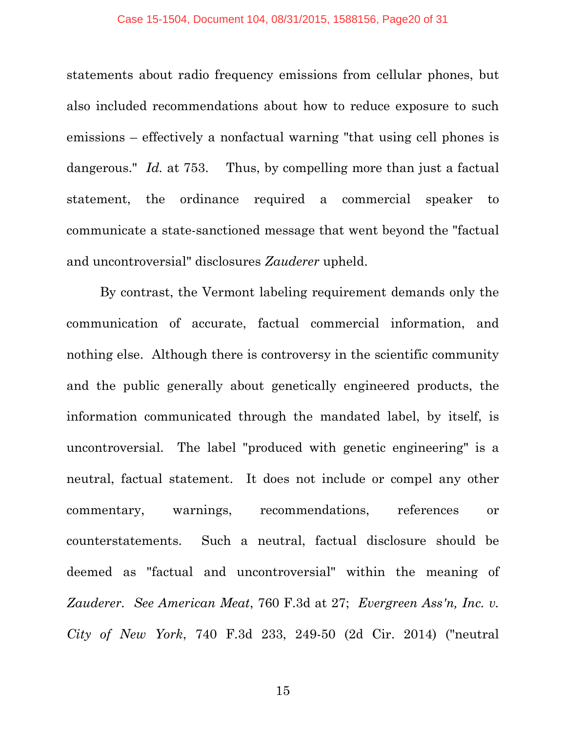statements about radio frequency emissions from cellular phones, but also included recommendations about how to reduce exposure to such emissions – effectively a nonfactual warning "that using cell phones is dangerous." *Id.* at 753. Thus, by compelling more than just a factual statement, the ordinance required a commercial speaker to communicate a state-sanctioned message that went beyond the "factual and uncontroversial" disclosures *Zauderer* upheld.

By contrast, the Vermont labeling requirement demands only the communication of accurate, factual commercial information, and nothing else. Although there is controversy in the scientific community and the public generally about genetically engineered products, the information communicated through the mandated label, by itself, is uncontroversial. The label "produced with genetic engineering" is a neutral, factual statement. It does not include or compel any other commentary, warnings, recommendations, references or counterstatements. Such a neutral, factual disclosure should be deemed as "factual and uncontroversial" within the meaning of *Zauderer*. *See American Meat*, 760 F.3d at 27; *Evergreen Ass'n, Inc. v. City of New York*, 740 F.3d 233, 249-50 (2d Cir. 2014) ("neutral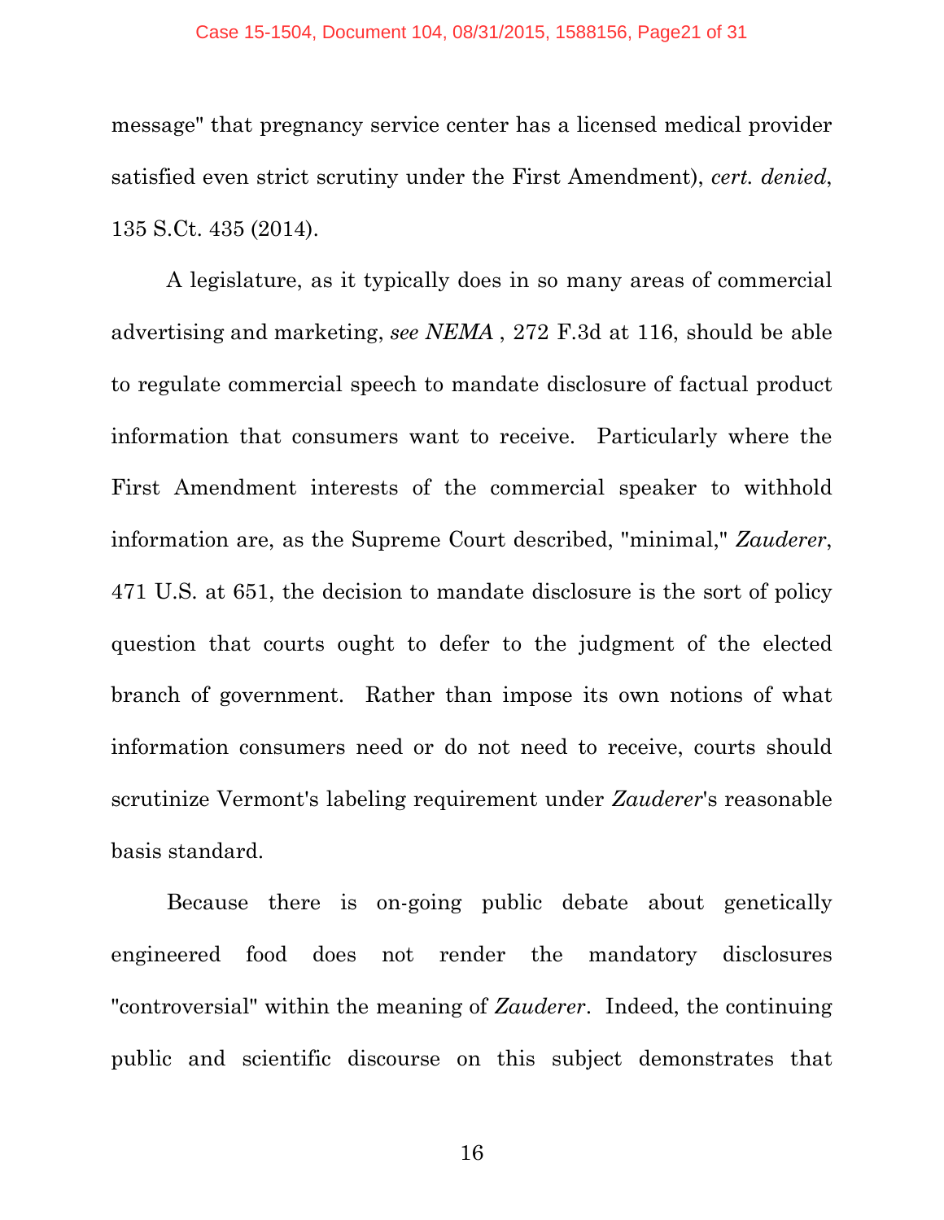message" that pregnancy service center has a licensed medical provider satisfied even strict scrutiny under the First Amendment), *cert. denied*, 135 S.Ct. 435 (2014).

A legislature, as it typically does in so many areas of commercial advertising and marketing, *see NEMA* , 272 F.3d at 116, should be able to regulate commercial speech to mandate disclosure of factual product information that consumers want to receive. Particularly where the First Amendment interests of the commercial speaker to withhold information are, as the Supreme Court described, "minimal," *Zauderer*, 471 U.S. at 651, the decision to mandate disclosure is the sort of policy question that courts ought to defer to the judgment of the elected branch of government. Rather than impose its own notions of what information consumers need or do not need to receive, courts should scrutinize Vermont's labeling requirement under *Zauderer*'s reasonable basis standard.

Because there is on-going public debate about genetically engineered food does not render the mandatory disclosures "controversial" within the meaning of *Zauderer*. Indeed, the continuing public and scientific discourse on this subject demonstrates that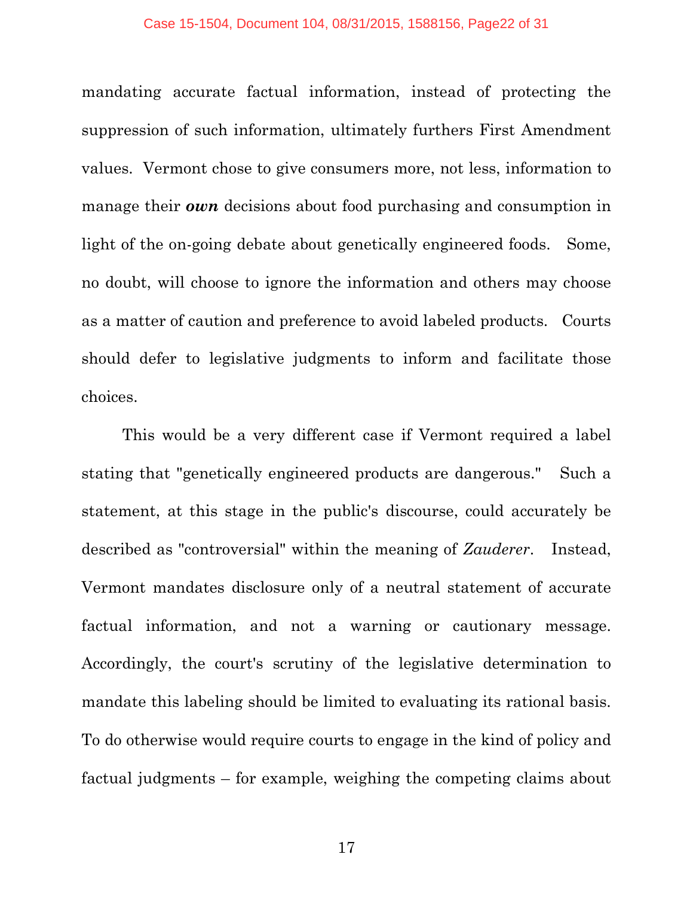mandating accurate factual information, instead of protecting the suppression of such information, ultimately furthers First Amendment values. Vermont chose to give consumers more, not less, information to manage their ***own*** decisions about food purchasing and consumption in light of the on-going debate about genetically engineered foods. Some, no doubt, will choose to ignore the information and others may choose as a matter of caution and preference to avoid labeled products. Courts should defer to legislative judgments to inform and facilitate those choices.

This would be a very different case if Vermont required a label stating that "genetically engineered products are dangerous." Such a statement, at this stage in the public's discourse, could accurately be described as "controversial" within the meaning of *Zauderer*. Instead, Vermont mandates disclosure only of a neutral statement of accurate factual information, and not a warning or cautionary message. Accordingly, the court's scrutiny of the legislative determination to mandate this labeling should be limited to evaluating its rational basis. To do otherwise would require courts to engage in the kind of policy and factual judgments – for example, weighing the competing claims about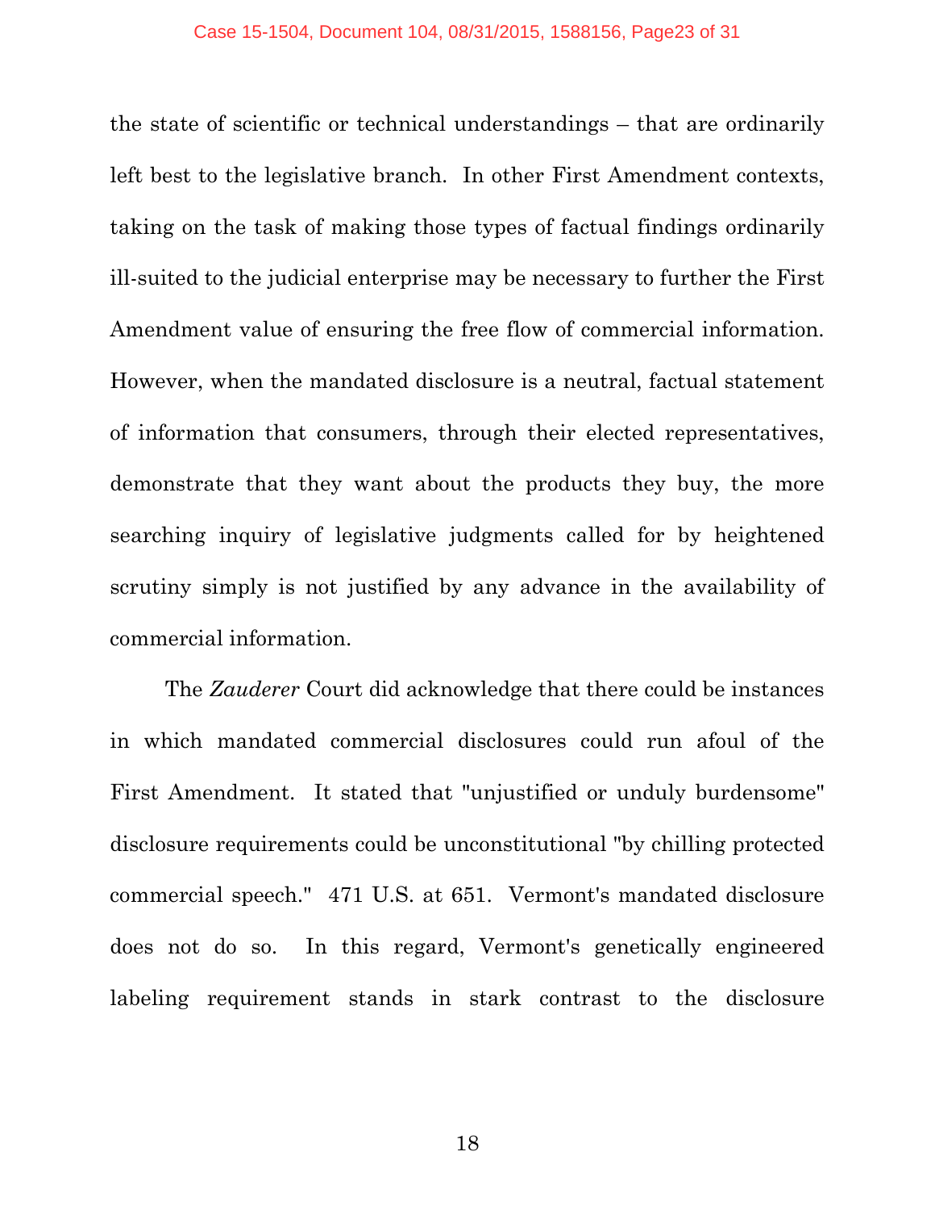the state of scientific or technical understandings – that are ordinarily left best to the legislative branch. In other First Amendment contexts, taking on the task of making those types of factual findings ordinarily ill-suited to the judicial enterprise may be necessary to further the First Amendment value of ensuring the free flow of commercial information. However, when the mandated disclosure is a neutral, factual statement of information that consumers, through their elected representatives, demonstrate that they want about the products they buy, the more searching inquiry of legislative judgments called for by heightened scrutiny simply is not justified by any advance in the availability of commercial information.

The *Zauderer* Court did acknowledge that there could be instances in which mandated commercial disclosures could run afoul of the First Amendment. It stated that "unjustified or unduly burdensome" disclosure requirements could be unconstitutional "by chilling protected commercial speech." 471 U.S. at 651. Vermont's mandated disclosure does not do so. In this regard, Vermont's genetically engineered labeling requirement stands in stark contrast to the disclosure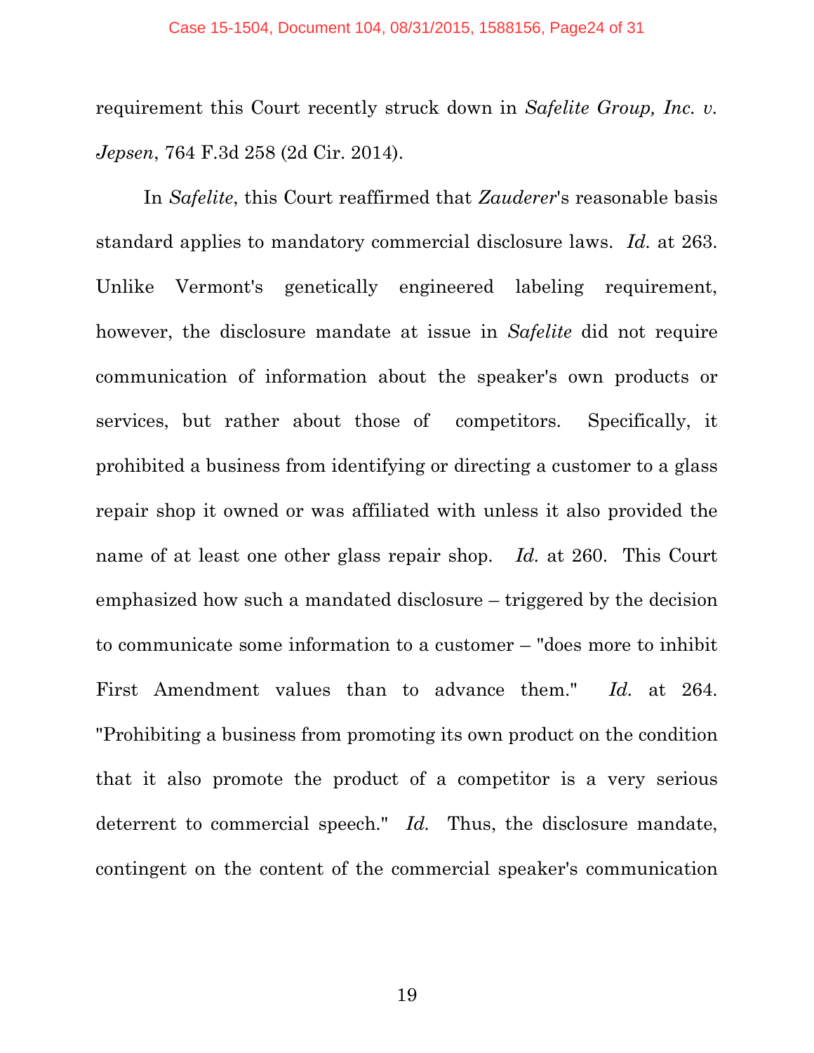requirement this Court recently struck down in *Safelite Group, Inc. v. Jepsen*, 764 F.3d 258 (2d Cir. 2014).

In *Safelite*, this Court reaffirmed that *Zauderer*'s reasonable basis standard applies to mandatory commercial disclosure laws. *Id.* at 263. Unlike Vermont's genetically engineered labeling requirement, however, the disclosure mandate at issue in *Safelite* did not require communication of information about the speaker's own products or services, but rather about those of competitors. Specifically, it prohibited a business from identifying or directing a customer to a glass repair shop it owned or was affiliated with unless it also provided the name of at least one other glass repair shop. *Id.* at 260. This Court emphasized how such a mandated disclosure – triggered by the decision to communicate some information to a customer – "does more to inhibit First Amendment values than to advance them." *Id.* at 264. "Prohibiting a business from promoting its own product on the condition that it also promote the product of a competitor is a very serious deterrent to commercial speech." *Id.* Thus, the disclosure mandate, contingent on the content of the commercial speaker's communication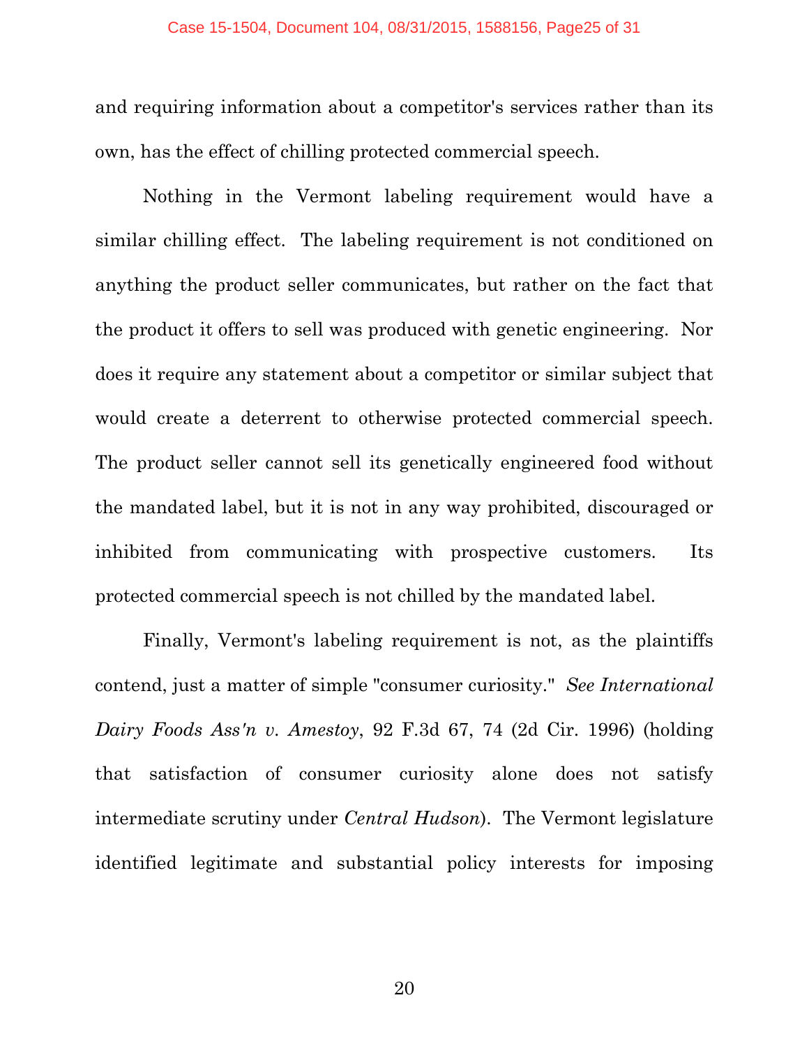and requiring information about a competitor's services rather than its own, has the effect of chilling protected commercial speech.

Nothing in the Vermont labeling requirement would have a similar chilling effect. The labeling requirement is not conditioned on anything the product seller communicates, but rather on the fact that the product it offers to sell was produced with genetic engineering. Nor does it require any statement about a competitor or similar subject that would create a deterrent to otherwise protected commercial speech. The product seller cannot sell its genetically engineered food without the mandated label, but it is not in any way prohibited, discouraged or inhibited from communicating with prospective customers. Its protected commercial speech is not chilled by the mandated label.

Finally, Vermont's labeling requirement is not, as the plaintiffs contend, just a matter of simple "consumer curiosity." *See International Dairy Foods Ass'n v. Amestoy*, 92 F.3d 67, 74 (2d Cir. 1996) (holding that satisfaction of consumer curiosity alone does not satisfy intermediate scrutiny under *Central Hudson*). The Vermont legislature identified legitimate and substantial policy interests for imposing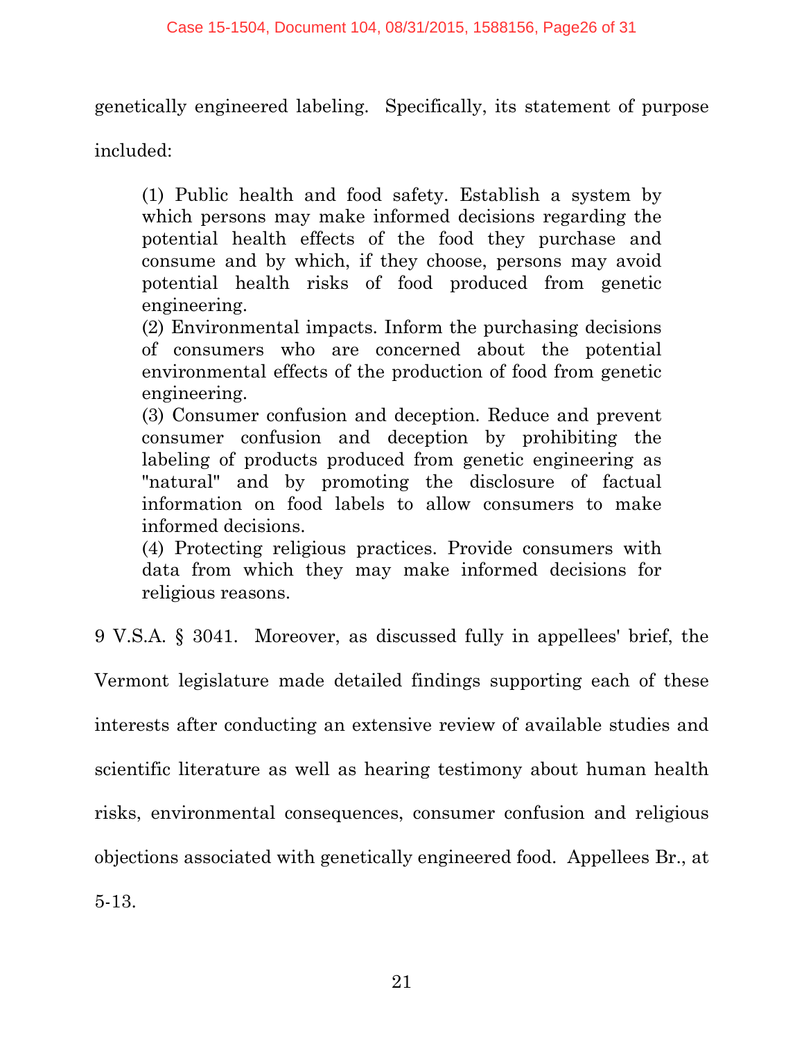genetically engineered labeling. Specifically, its statement of purpose included:

> (1) Public health and food safety. Establish a system by which persons may make informed decisions regarding the potential health effects of the food they purchase and consume and by which, if they choose, persons may avoid potential health risks of food produced from genetic engineering.
> (2) Environmental impacts. Inform the purchasing decisions of consumers who are concerned about the potential environmental effects of the production of food from genetic engineering.
> (3) Consumer confusion and deception. Reduce and prevent consumer confusion and deception by prohibiting the labeling of products produced from genetic engineering as "natural" and by promoting the disclosure of factual information on food labels to allow consumers to make informed decisions.
> (4) Protecting religious practices. Provide consumers with data from which they may make informed decisions for religious reasons.

9 V.S.A. § 3041. Moreover, as discussed fully in appellees' brief, the Vermont legislature made detailed findings supporting each of these interests after conducting an extensive review of available studies and scientific literature as well as hearing testimony about human health risks, environmental consequences, consumer confusion and religious objections associated with genetically engineered food. Appellees Br., at 5-13.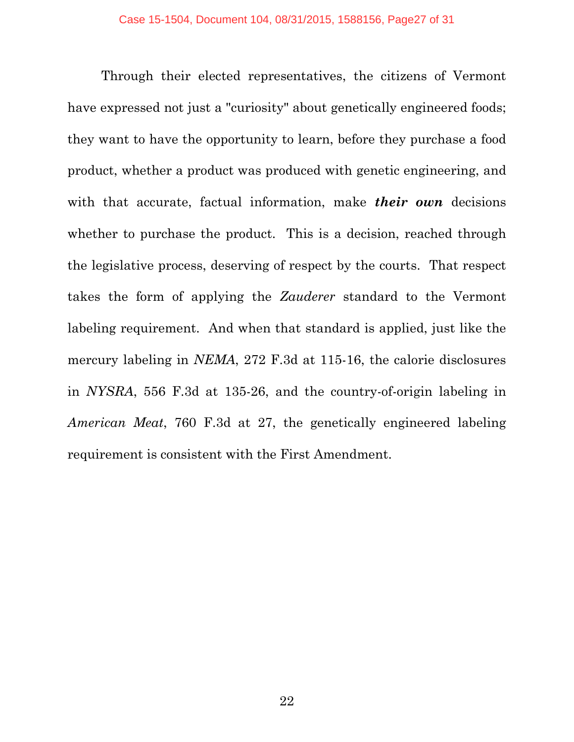Through their elected representatives, the citizens of Vermont have expressed not just a "curiosity" about genetically engineered foods; they want to have the opportunity to learn, before they purchase a food product, whether a product was produced with genetic engineering, and with that accurate, factual information, make ***their own*** decisions whether to purchase the product. This is a decision, reached through the legislative process, deserving of respect by the courts. That respect takes the form of applying the *Zauderer* standard to the Vermont labeling requirement. And when that standard is applied, just like the mercury labeling in *NEMA*, 272 F.3d at 115-16, the calorie disclosures in *NYSRA*, 556 F.3d at 135-26, and the country-of-origin labeling in *American Meat*, 760 F.3d at 27, the genetically engineered labeling requirement is consistent with the First Amendment.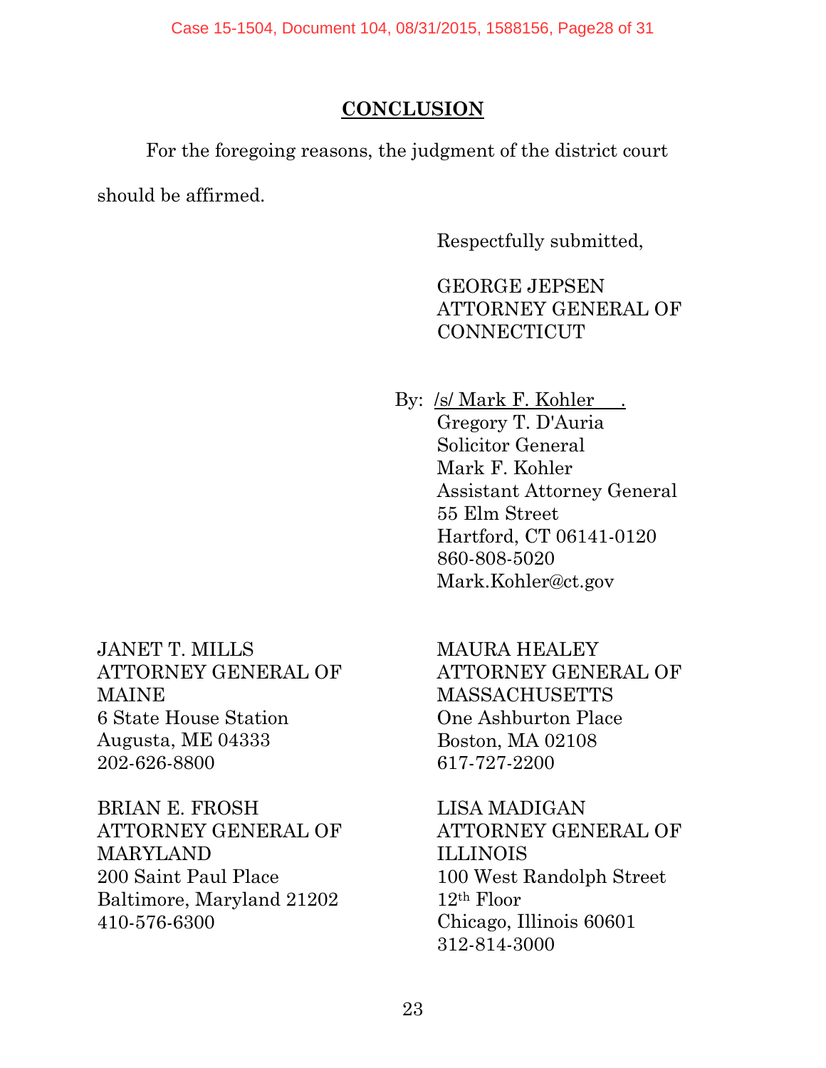## CONCLUSION

For the foregoing reasons, the judgment of the district court should be affirmed.

Respectfully submitted,

GEORGE JEPSEN
ATTORNEY GENERAL OF CONNECTICUT

By: /s/ Mark F. Kohler .
Gregory T. D'Auria
Solicitor General
Mark F. Kohler
Assistant Attorney General
55 Elm Street
Hartford, CT 06141-0120
860-808-5020
Mark.Kohler@ct.gov

JANET T. MILLS
ATTORNEY GENERAL OF MAINE
6 State House Station
Augusta, ME 04333
202-626-8800

MAURA HEALEY
ATTORNEY GENERAL OF MASSACHUSETTS
One Ashburton Place
Boston, MA 02108
617-727-2200

BRIAN E. FROSH
ATTORNEY GENERAL OF MARYLAND
200 Saint Paul Place
Baltimore, Maryland 21202
410-576-6300

LISA MADIGAN
ATTORNEY GENERAL OF ILLINOIS
100 West Randolph Street
12th Floor
Chicago, Illinois 60601
312-814-3000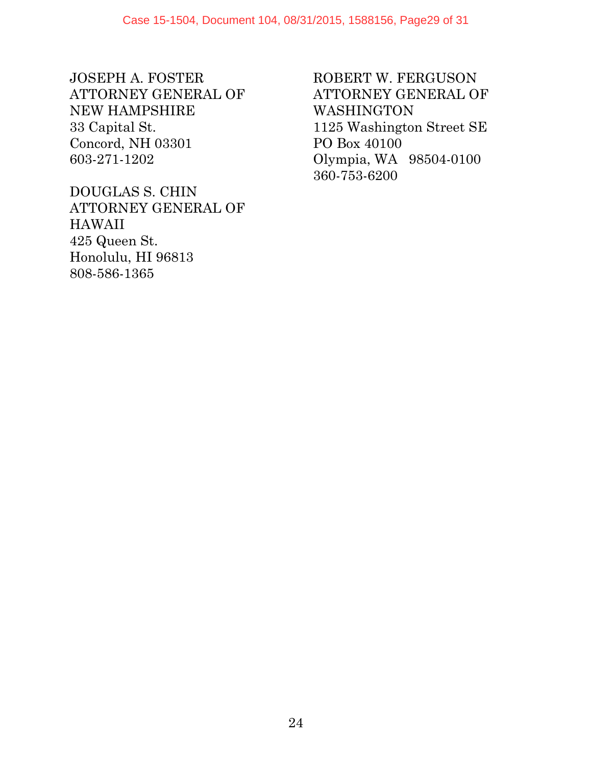JOSEPH A. FOSTER
ATTORNEY GENERAL OF
NEW HAMPSHIRE
33 Capital St.
Concord, NH 03301
603-271-1202

DOUGLAS S. CHIN
ATTORNEY GENERAL OF
HAWAII
425 Queen St.
Honolulu, HI 96813
808-586-1365

ROBERT W. FERGUSON
ATTORNEY GENERAL OF
WASHINGTON
1125 Washington Street SE
PO Box 40100
Olympia, WA 98504-0100
360-753-6200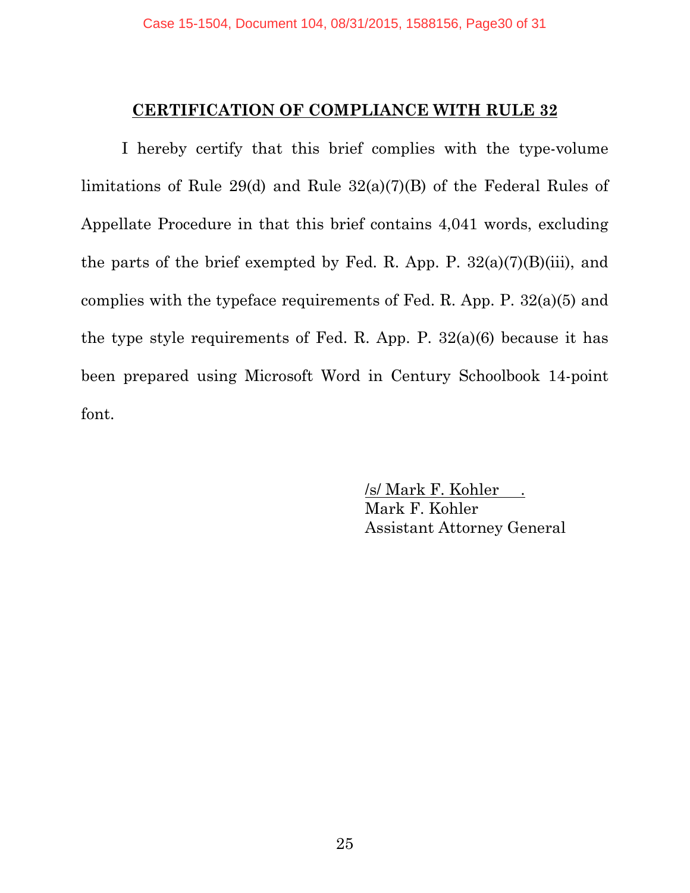## CERTIFICATION OF COMPLIANCE WITH RULE 32

I hereby certify that this brief complies with the type-volume limitations of Rule 29(d) and Rule 32(a)(7)(B) of the Federal Rules of Appellate Procedure in that this brief contains 4,041 words, excluding the parts of the brief exempted by Fed. R. App. P. 32(a)(7)(B)(iii), and complies with the typeface requirements of Fed. R. App. P. 32(a)(5) and the type style requirements of Fed. R. App. P. 32(a)(6) because it has been prepared using Microsoft Word in Century Schoolbook 14-point font.

/s/ Mark F. Kohler .
Mark F. Kohler
Assistant Attorney General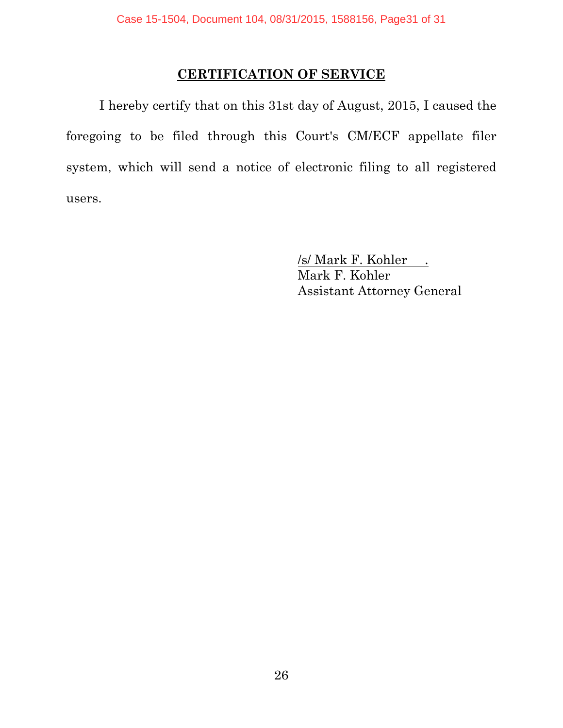## CERTIFICATION OF SERVICE

I hereby certify that on this 31st day of August, 2015, I caused the foregoing to be filed through this Court's CM/ECF appellate filer system, which will send a notice of electronic filing to all registered users.

/s/ Mark F. Kohler .
Mark F. Kohler
Assistant Attorney General